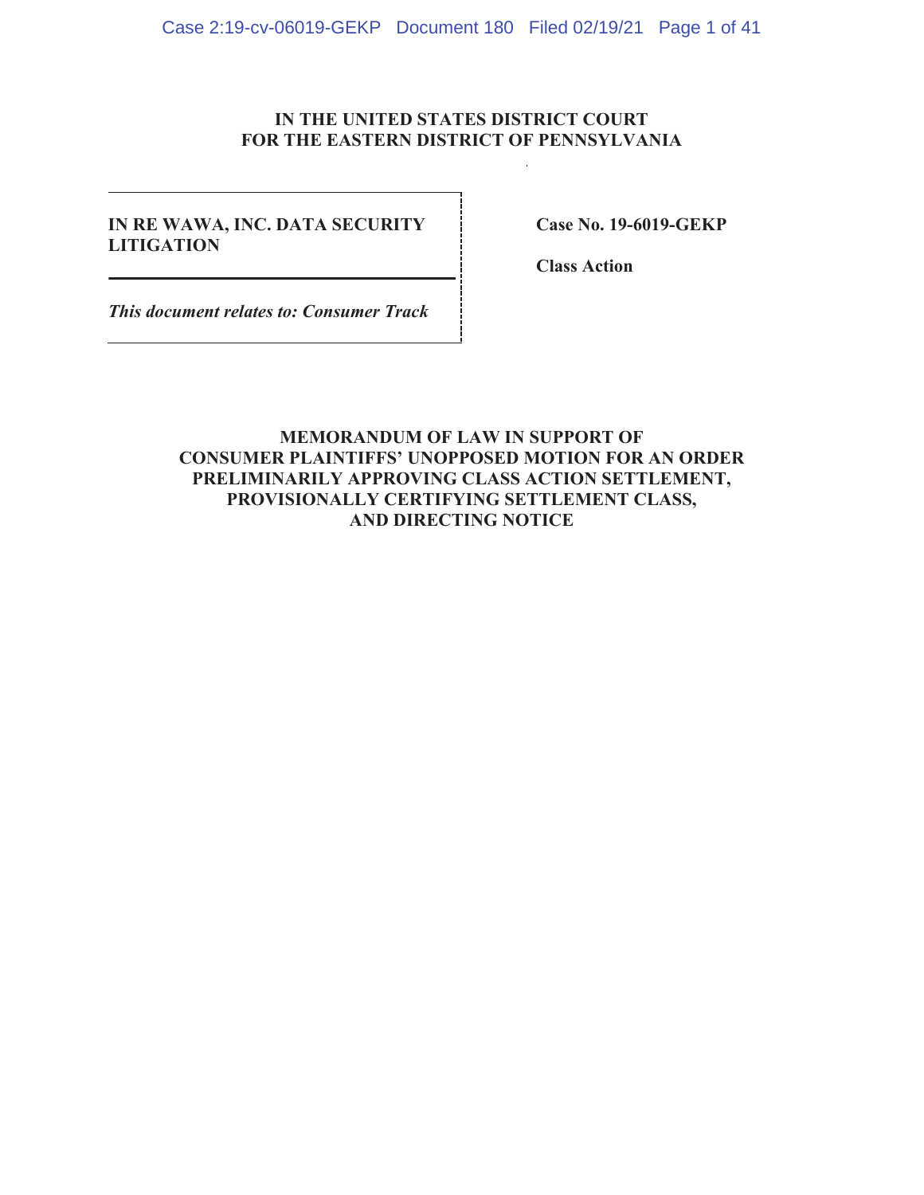**IN THE UNITED STATES DISTRICT COURT**
**FOR THE EASTERN DISTRICT OF PENNSYLVANIA**

**IN RE WAWA, INC. DATA SECURITY LITIGATION**

***This document relates to: Consumer Track***

**Case No. 19-6019-GEKP**

**Class Action**

# MEMORANDUM OF LAW IN SUPPORT OF CONSUMER PLAINTIFFS' UNOPPOSED MOTION FOR AN ORDER PRELIMINARILY APPROVING CLASS ACTION SETTLEMENT, PROVISIONALLY CERTIFYING SETTLEMENT CLASS, AND DIRECTING NOTICE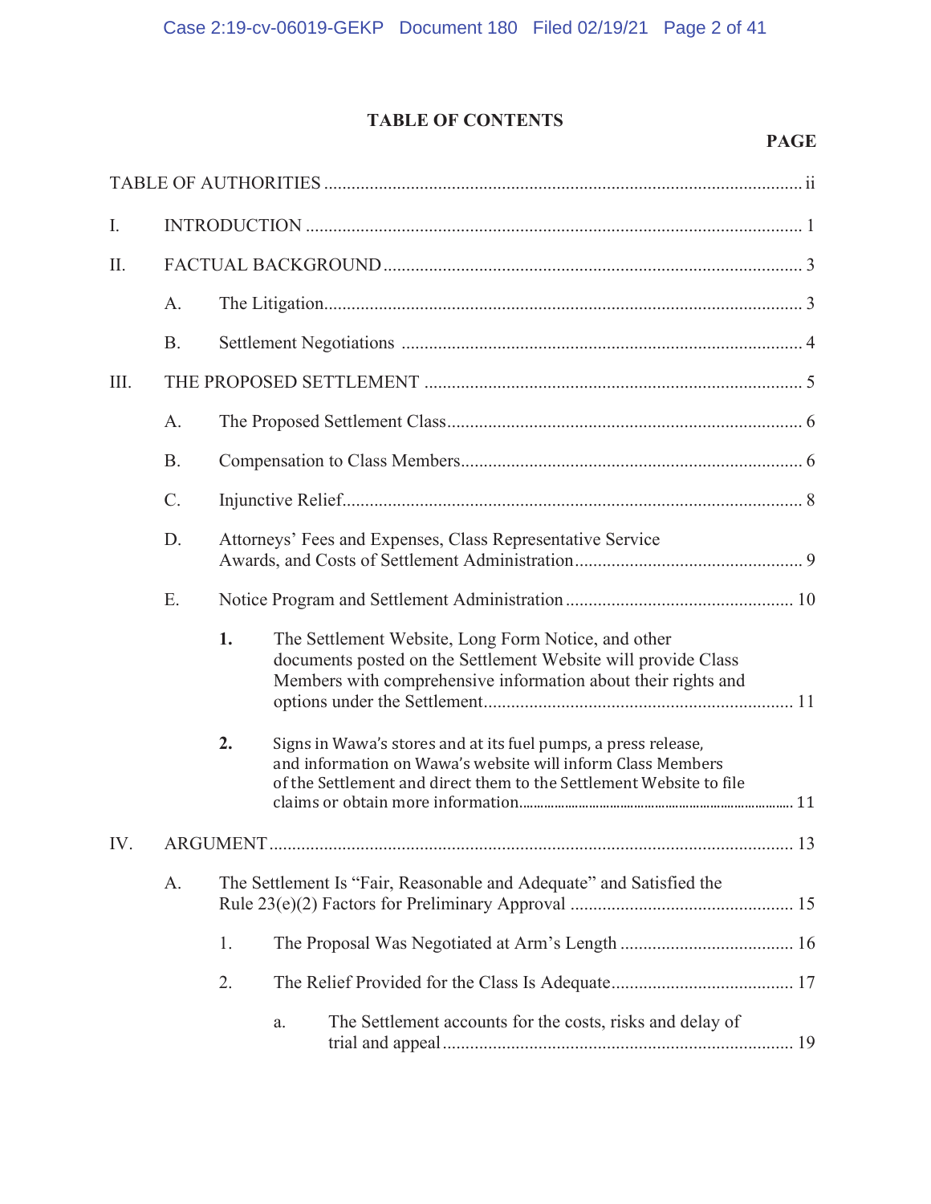# TABLE OF CONTENTS

**PAGE**

TABLE OF AUTHORITIES ........................................................................................................ ii

I. INTRODUCTION ........................................................................................................... 1

II. FACTUAL BACKGROUND .......................................................................................... 3

  A. The Litigation........................................................................................................ 3

  B. Settlement Negotiations ....................................................................................... 4

III. THE PROPOSED SETTLEMENT .................................................................................. 5

  A. The Proposed Settlement Class............................................................................. 6

  B. Compensation to Class Members.......................................................................... 6

  C. Injunctive Relief.................................................................................................... 8

  D. Attorneys' Fees and Expenses, Class Representative Service Awards, and Costs of Settlement Administration................................................. 9

  E. Notice Program and Settlement Administration ................................................. 10

    **1.** The Settlement Website, Long Form Notice, and other documents posted on the Settlement Website will provide Class Members with comprehensive information about their rights and options under the Settlement................................................................... 11

    **2.** Signs in Wawa's stores and at its fuel pumps, a press release, and information on Wawa's website will inform Class Members of the Settlement and direct them to the Settlement Website to file claims or obtain more information............................................................................ 11

IV. ARGUMENT ................................................................................................................ 13

  A. The Settlement Is "Fair, Reasonable and Adequate" and Satisfied the Rule 23(e)(2) Factors for Preliminary Approval ................................................ 15

    1. The Proposal Was Negotiated at Arm's Length ..................................... 16

    2. The Relief Provided for the Class Is Adequate....................................... 17

      a. The Settlement accounts for the costs, risks and delay of trial and appeal ............................................................................ 19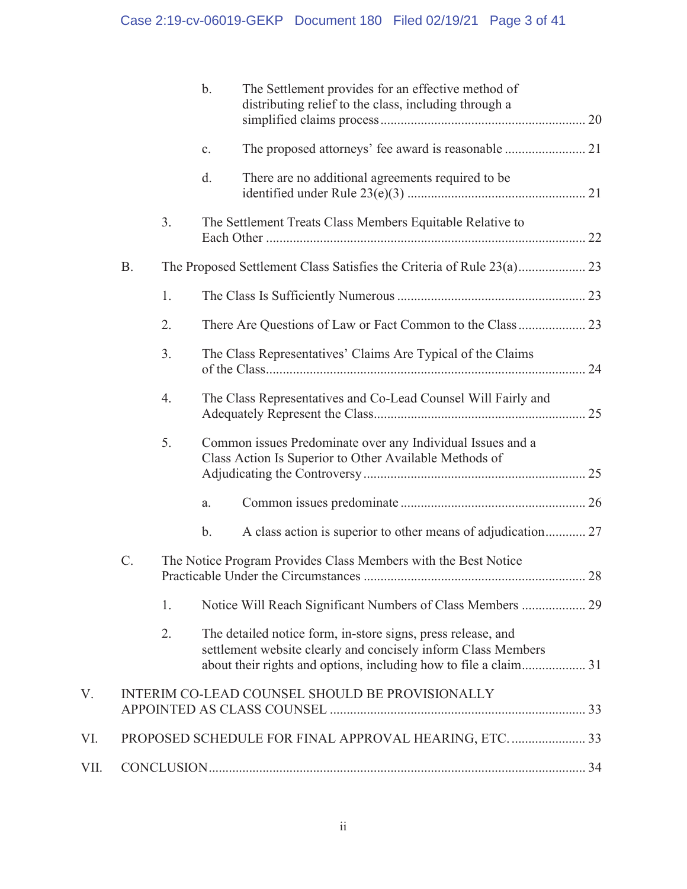b. The Settlement provides for an effective method of distributing relief to the class, including through a simplified claims process ........................................................... 20

c. The proposed attorneys' fee award is reasonable ........................ 21

d. There are no additional agreements required to be identified under Rule 23(e)(3) .................................................... 21

3. The Settlement Treats Class Members Equitable Relative to Each Other .............................................................................................. 22

B. The Proposed Settlement Class Satisfies the Criteria of Rule 23(a).................... 23

1. The Class Is Sufficiently Numerous ....................................................... 23

2. There Are Questions of Law or Fact Common to the Class .................... 23

3. The Class Representatives' Claims Are Typical of the Claims of the Class.............................................................................................. 24

4. The Class Representatives and Co-Lead Counsel Will Fairly and Adequately Represent the Class.............................................................. 25

5. Common issues Predominate over any Individual Issues and a Class Action Is Superior to Other Available Methods of Adjudicating the Controversy ................................................................. 25

a. Common issues predominate ...................................................... 26

b. A class action is superior to other means of adjudication............ 27

C. The Notice Program Provides Class Members with the Best Notice Practicable Under the Circumstances ................................................................. 28

1. Notice Will Reach Significant Numbers of Class Members ................... 29

2. The detailed notice form, in-store signs, press release, and settlement website clearly and concisely inform Class Members about their rights and options, including how to file a claim................... 31

V. INTERIM CO-LEAD COUNSEL SHOULD BE PROVISIONALLY APPOINTED AS CLASS COUNSEL ........................................................................... 33

VI. PROPOSED SCHEDULE FOR FINAL APPROVAL HEARING, ETC. ...................... 33

VII. CONCLUSION.............................................................................................................. 34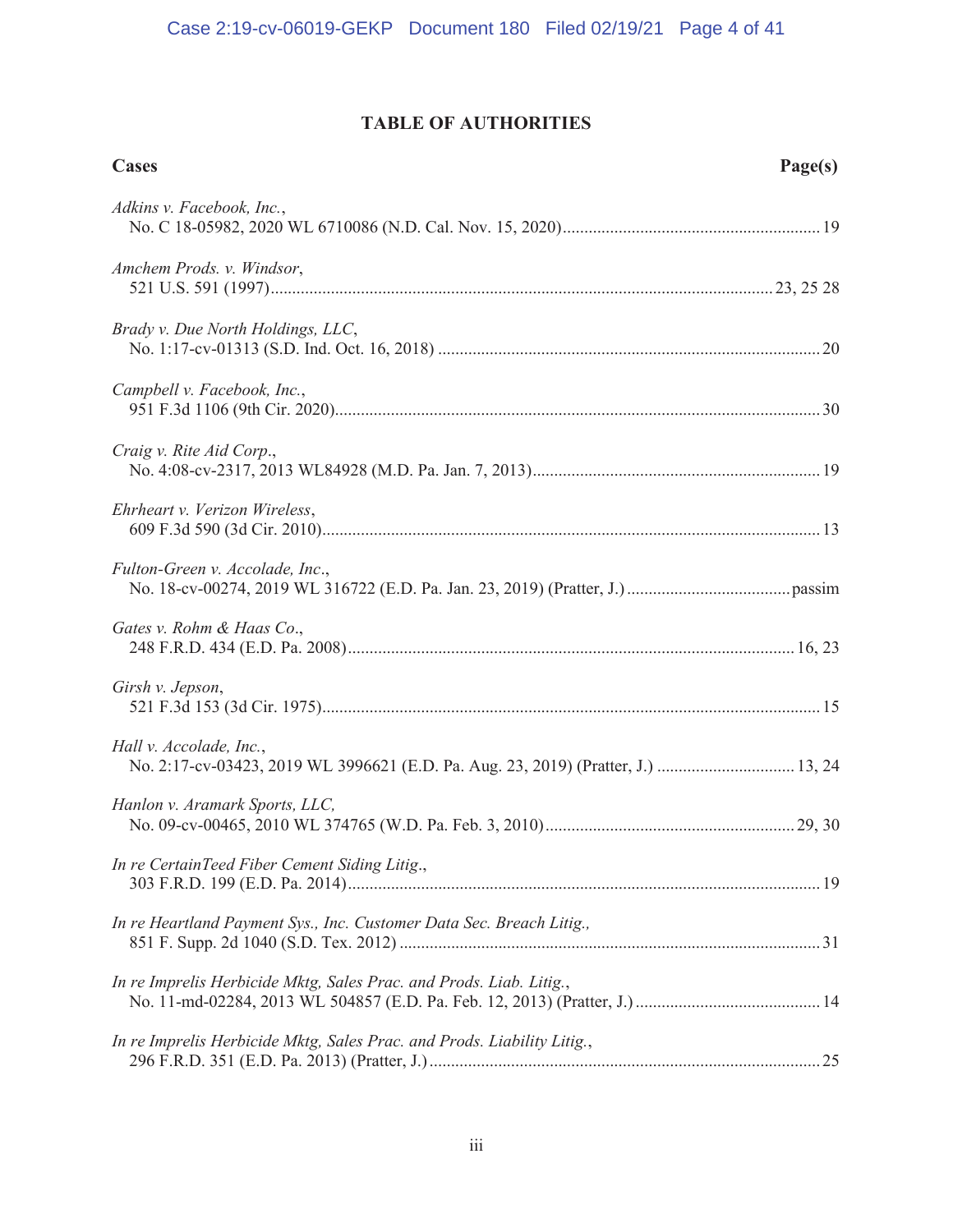## TABLE OF AUTHORITIES

| Cases | Page(s) |
|---|---|
| *Adkins v. Facebook, Inc.*, No. C 18-05982, 2020 WL 6710086 (N.D. Cal. Nov. 15, 2020) | 19 |
| *Amchem Prods. v. Windsor*, 521 U.S. 591 (1997) | 23, 25 28 |
| *Brady v. Due North Holdings, LLC*, No. 1:17-cv-01313 (S.D. Ind. Oct. 16, 2018) | 20 |
| *Campbell v. Facebook, Inc.*, 951 F.3d 1106 (9th Cir. 2020) | 30 |
| *Craig v. Rite Aid Corp*., No. 4:08-cv-2317, 2013 WL84928 (M.D. Pa. Jan. 7, 2013) | 19 |
| *Ehrheart v. Verizon Wireless*, 609 F.3d 590 (3d Cir. 2010) | 13 |
| *Fulton-Green v. Accolade, Inc*., No. 18-cv-00274, 2019 WL 316722 (E.D. Pa. Jan. 23, 2019) (Pratter, J.) | passim |
| *Gates v. Rohm & Haas Co*., 248 F.R.D. 434 (E.D. Pa. 2008) | 16, 23 |
| *Girsh v. Jepson*, 521 F.3d 153 (3d Cir. 1975) | 15 |
| *Hall v. Accolade, Inc.*, No. 2:17-cv-03423, 2019 WL 3996621 (E.D. Pa. Aug. 23, 2019) (Pratter, J.) | 13, 24 |
| *Hanlon v. Aramark Sports, LLC,* No. 09-cv-00465, 2010 WL 374765 (W.D. Pa. Feb. 3, 2010) | 29, 30 |
| *In re CertainTeed Fiber Cement Siding Litig*., 303 F.R.D. 199 (E.D. Pa. 2014) | 19 |
| *In re Heartland Payment Sys., Inc. Customer Data Sec. Breach Litig.,* 851 F. Supp. 2d 1040 (S.D. Tex. 2012) | 31 |
| *In re Imprelis Herbicide Mktg, Sales Prac. and Prods. Liab. Litig.*, No. 11-md-02284, 2013 WL 504857 (E.D. Pa. Feb. 12, 2013) (Pratter, J.) | 14 |
| *In re Imprelis Herbicide Mktg, Sales Prac. and Prods. Liability Litig.*, 296 F.R.D. 351 (E.D. Pa. 2013) (Pratter, J.) | 25 |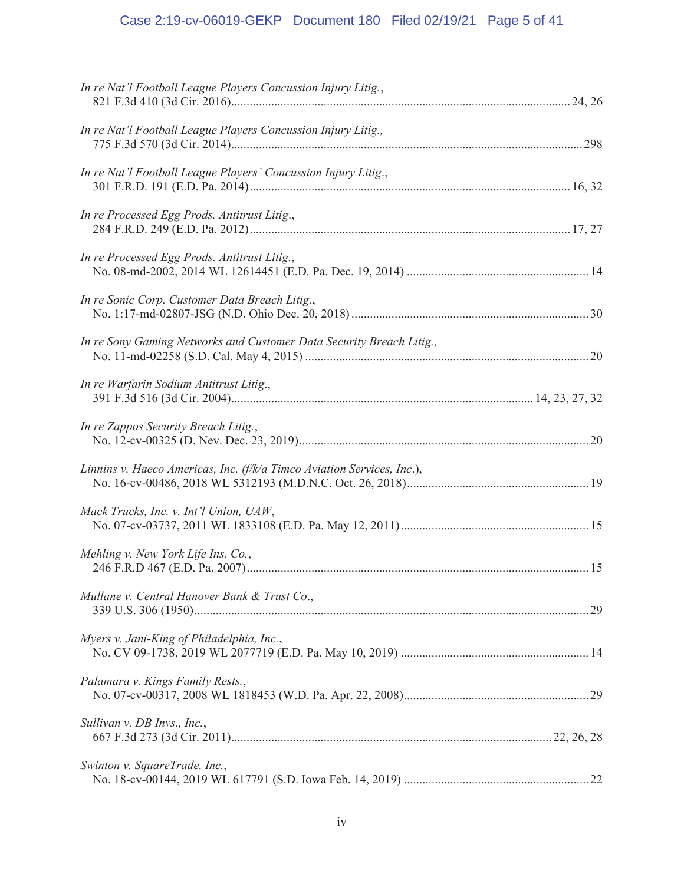*In re Nat'l Football League Players Concussion Injury Litig.*,
821 F.3d 410 (3d Cir. 2016)............................................................................................................24, 26

*In re Nat'l Football League Players Concussion Injury Litig.,*
775 F.3d 570 (3d Cir. 2014).................................................................................................................298

*In re Nat'l Football League Players' Concussion Injury Litig*.,
301 F.R.D. 191 (E.D. Pa. 2014).......................................................................................................16, 32

*In re Processed Egg Prods. Antitrust Litig*.,
284 F.R.D. 249 (E.D. Pa. 2012).......................................................................................................17, 27

*In re Processed Egg Prods. Antitrust Litig.*,
No. 08-md-2002, 2014 WL 12614451 (E.D. Pa. Dec. 19, 2014) ..........................................................14

*In re Sonic Corp. Customer Data Breach Litig.*,
No. 1:17-md-02807-JSG (N.D. Ohio Dec. 20, 2018) ............................................................................30

*In re Sony Gaming Networks and Customer Data Security Breach Litig.,*
No. 11-md-02258 (S.D. Cal. May 4, 2015) ...........................................................................................20

*In re Warfarin Sodium Antitrust Litig*.,
391 F.3d 516 (3d Cir. 2004)................................................................................................14, 23, 27, 32

*In re Zappos Security Breach Litig.*,
No. 12-cv-00325 (D. Nev. Dec. 23, 2019).............................................................................................20

*Linnins v. Haeco Americas, Inc. (f/k/a Timco Aviation Services, Inc*.),
No. 16-cv-00486, 2018 WL 5312193 (M.D.N.C. Oct. 26, 2018)..........................................................19

*Mack Trucks, Inc. v. Int'l Union, UAW*,
No. 07-cv-03737, 2011 WL 1833108 (E.D. Pa. May 12, 2011)............................................................15

*Mehling v. New York Life Ins. Co.*,
246 F.R.D 467 (E.D. Pa. 2007).............................................................................................................15

*Mullane v. Central Hanover Bank & Trust Co*.,
339 U.S. 306 (1950)...............................................................................................................................29

*Myers v. Jani-King of Philadelphia, Inc.*,
No. CV 09-1738, 2019 WL 2077719 (E.D. Pa. May 10, 2019) ............................................................14

*Palamara v. Kings Family Rests.*,
No. 07-cv-00317, 2008 WL 1818453 (W.D. Pa. Apr. 22, 2008)...........................................................29

*Sullivan v. DB Invs., Inc.*,
667 F.3d 273 (3d Cir. 2011).......................................................................................................22, 26, 28

*Swinton v. SquareTrade, Inc.*,
No. 18-cv-00144, 2019 WL 617791 (S.D. Iowa Feb. 14, 2019) ...........................................................22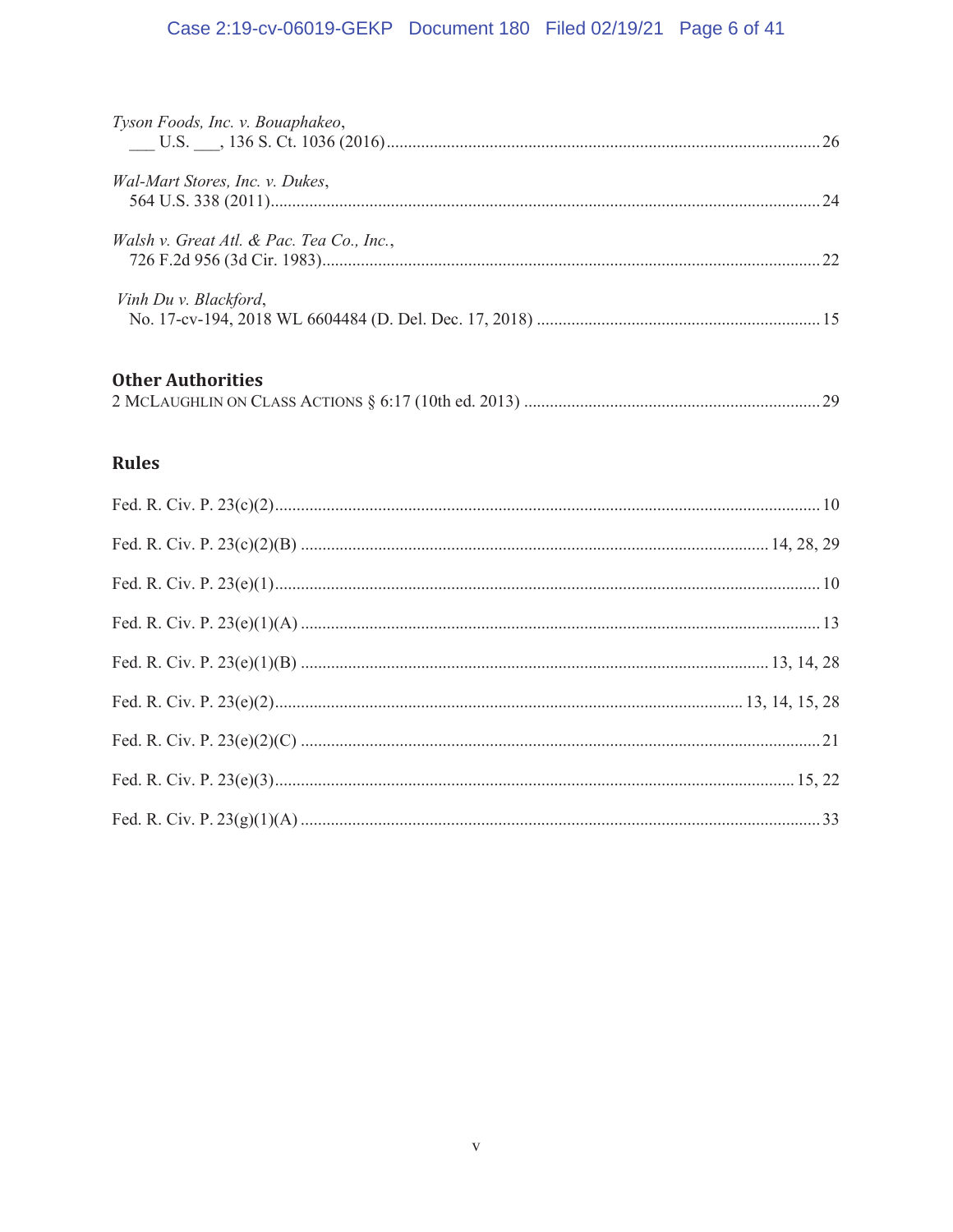*Tyson Foods, Inc. v. Bouaphakeo*,
___ U.S. ___, 136 S. Ct. 1036 (2016) .......... 26

*Wal-Mart Stores, Inc. v. Dukes*,
564 U.S. 338 (2011) .......... 24

*Walsh v. Great Atl. & Pac. Tea Co., Inc.*,
726 F.2d 956 (3d Cir. 1983) .......... 22

*Vinh Du v. Blackford*,
No. 17-cv-194, 2018 WL 6604484 (D. Del. Dec. 17, 2018) .......... 15

## Other Authorities

2 McLaughlin on Class Actions § 6:17 (10th ed. 2013) .......... 29

## Rules

Fed. R. Civ. P. 23(c)(2) .......... 10

Fed. R. Civ. P. 23(c)(2)(B) .......... 14, 28, 29

Fed. R. Civ. P. 23(e)(1) .......... 10

Fed. R. Civ. P. 23(e)(1)(A) .......... 13

Fed. R. Civ. P. 23(e)(1)(B) .......... 13, 14, 28

Fed. R. Civ. P. 23(e)(2) .......... 13, 14, 15, 28

Fed. R. Civ. P. 23(e)(2)(C) .......... 21

Fed. R. Civ. P. 23(e)(3) .......... 15, 22

Fed. R. Civ. P. 23(g)(1)(A) .......... 33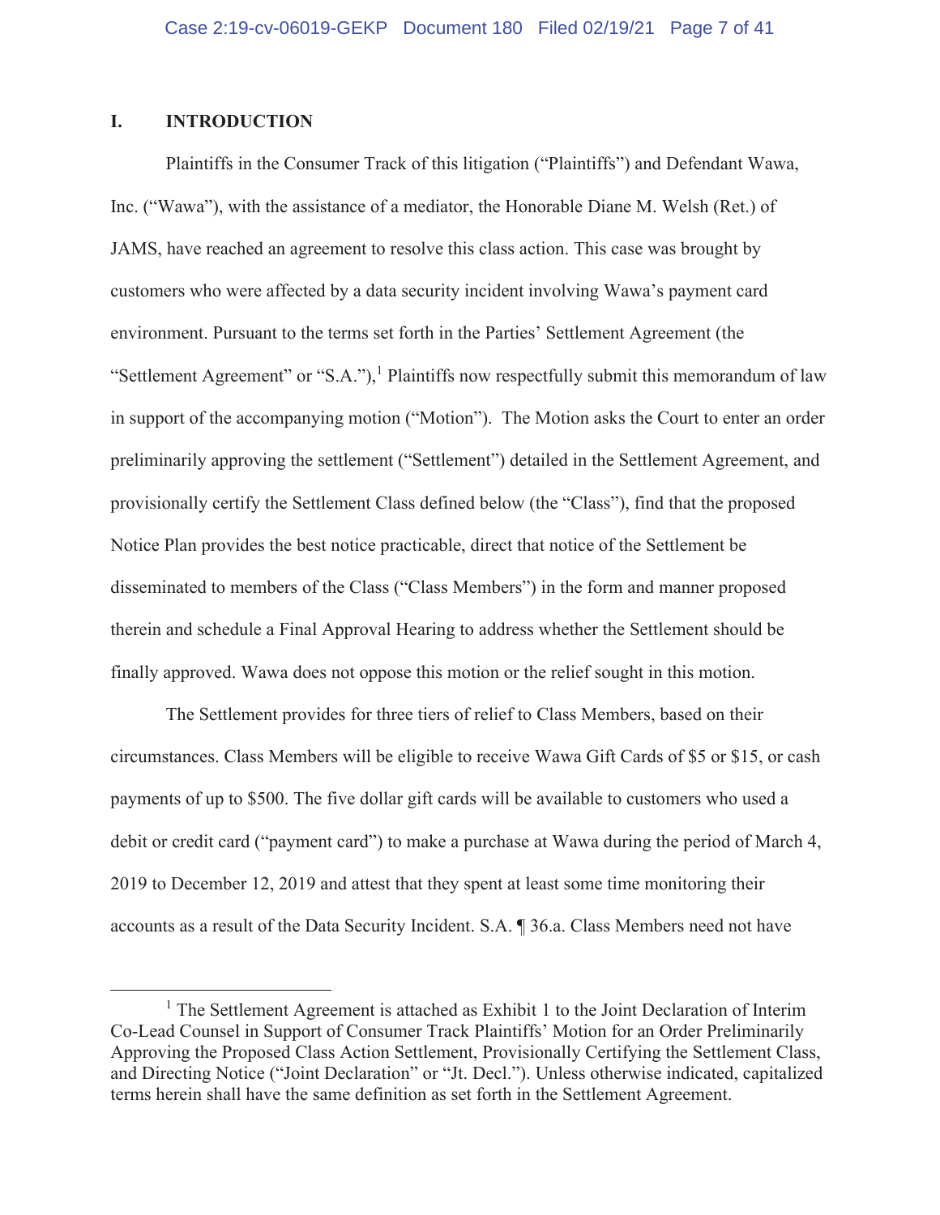## I. INTRODUCTION

Plaintiffs in the Consumer Track of this litigation ("Plaintiffs") and Defendant Wawa, Inc. ("Wawa"), with the assistance of a mediator, the Honorable Diane M. Welsh (Ret.) of JAMS, have reached an agreement to resolve this class action. This case was brought by customers who were affected by a data security incident involving Wawa's payment card environment. Pursuant to the terms set forth in the Parties' Settlement Agreement (the "Settlement Agreement" or "S.A."),[1] Plaintiffs now respectfully submit this memorandum of law in support of the accompanying motion ("Motion"). The Motion asks the Court to enter an order preliminarily approving the settlement ("Settlement") detailed in the Settlement Agreement, and provisionally certify the Settlement Class defined below (the "Class"), find that the proposed Notice Plan provides the best notice practicable, direct that notice of the Settlement be disseminated to members of the Class ("Class Members") in the form and manner proposed therein and schedule a Final Approval Hearing to address whether the Settlement should be finally approved. Wawa does not oppose this motion or the relief sought in this motion.

The Settlement provides for three tiers of relief to Class Members, based on their circumstances. Class Members will be eligible to receive Wawa Gift Cards of $5 or $15, or cash payments of up to $500. The five dollar gift cards will be available to customers who used a debit or credit card ("payment card") to make a purchase at Wawa during the period of March 4, 2019 to December 12, 2019 and attest that they spent at least some time monitoring their accounts as a result of the Data Security Incident. S.A. ¶ 36.a. Class Members need not have

---

[1] The Settlement Agreement is attached as Exhibit 1 to the Joint Declaration of Interim Co-Lead Counsel in Support of Consumer Track Plaintiffs' Motion for an Order Preliminarily Approving the Proposed Class Action Settlement, Provisionally Certifying the Settlement Class, and Directing Notice ("Joint Declaration" or "Jt. Decl."). Unless otherwise indicated, capitalized terms herein shall have the same definition as set forth in the Settlement Agreement.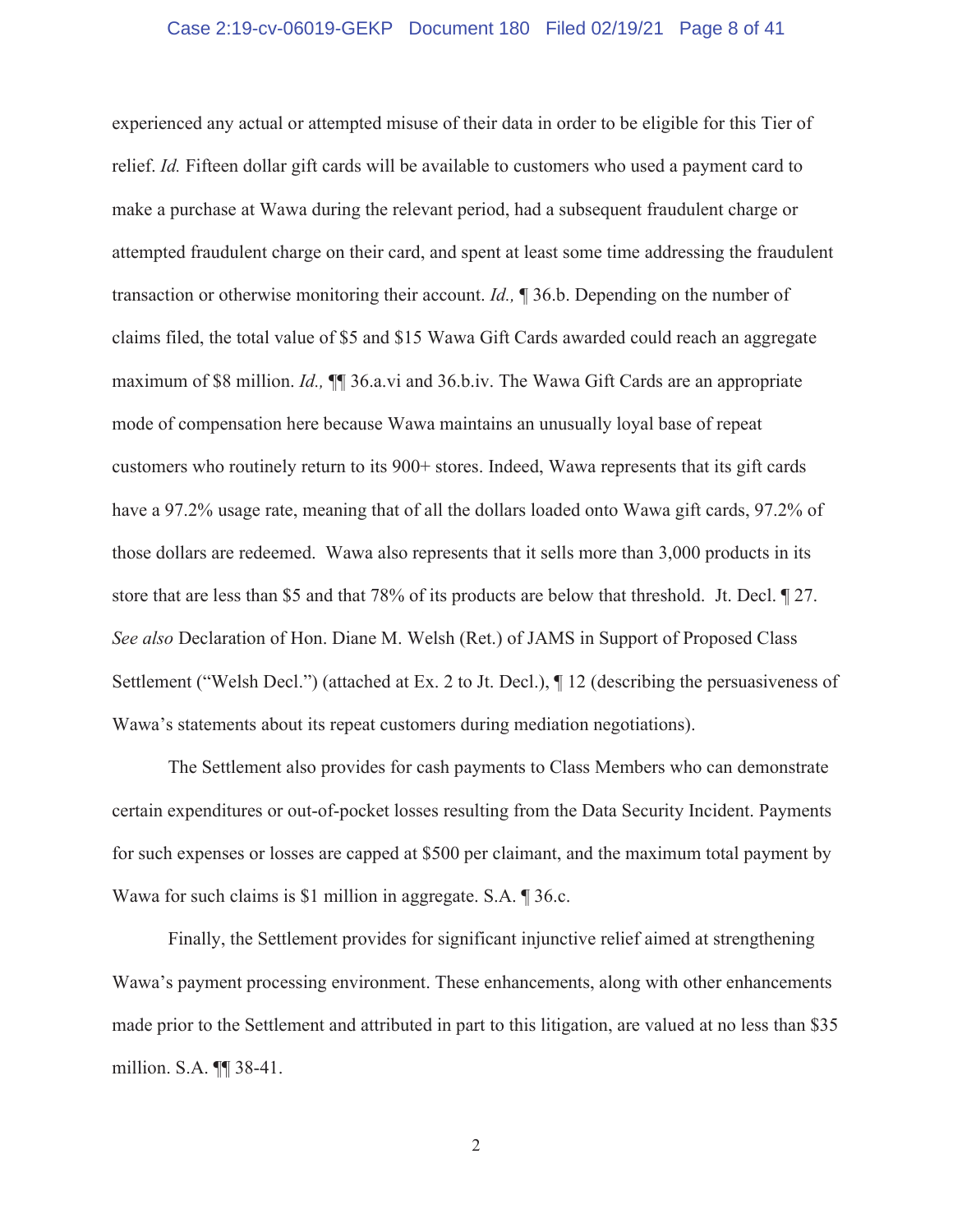experienced any actual or attempted misuse of their data in order to be eligible for this Tier of relief. *Id.* Fifteen dollar gift cards will be available to customers who used a payment card to make a purchase at Wawa during the relevant period, had a subsequent fraudulent charge or attempted fraudulent charge on their card, and spent at least some time addressing the fraudulent transaction or otherwise monitoring their account. *Id.,* ¶ 36.b. Depending on the number of claims filed, the total value of $5 and $15 Wawa Gift Cards awarded could reach an aggregate maximum of $8 million. *Id.,* ¶¶ 36.a.vi and 36.b.iv. The Wawa Gift Cards are an appropriate mode of compensation here because Wawa maintains an unusually loyal base of repeat customers who routinely return to its 900+ stores. Indeed, Wawa represents that its gift cards have a 97.2% usage rate, meaning that of all the dollars loaded onto Wawa gift cards, 97.2% of those dollars are redeemed. Wawa also represents that it sells more than 3,000 products in its store that are less than $5 and that 78% of its products are below that threshold. Jt. Decl. ¶ 27. *See also* Declaration of Hon. Diane M. Welsh (Ret.) of JAMS in Support of Proposed Class Settlement ("Welsh Decl.") (attached at Ex. 2 to Jt. Decl.), ¶ 12 (describing the persuasiveness of Wawa's statements about its repeat customers during mediation negotiations).

The Settlement also provides for cash payments to Class Members who can demonstrate certain expenditures or out-of-pocket losses resulting from the Data Security Incident. Payments for such expenses or losses are capped at $500 per claimant, and the maximum total payment by Wawa for such claims is $1 million in aggregate. S.A. ¶ 36.c.

Finally, the Settlement provides for significant injunctive relief aimed at strengthening Wawa's payment processing environment. These enhancements, along with other enhancements made prior to the Settlement and attributed in part to this litigation, are valued at no less than $35 million. S.A. ¶¶ 38-41.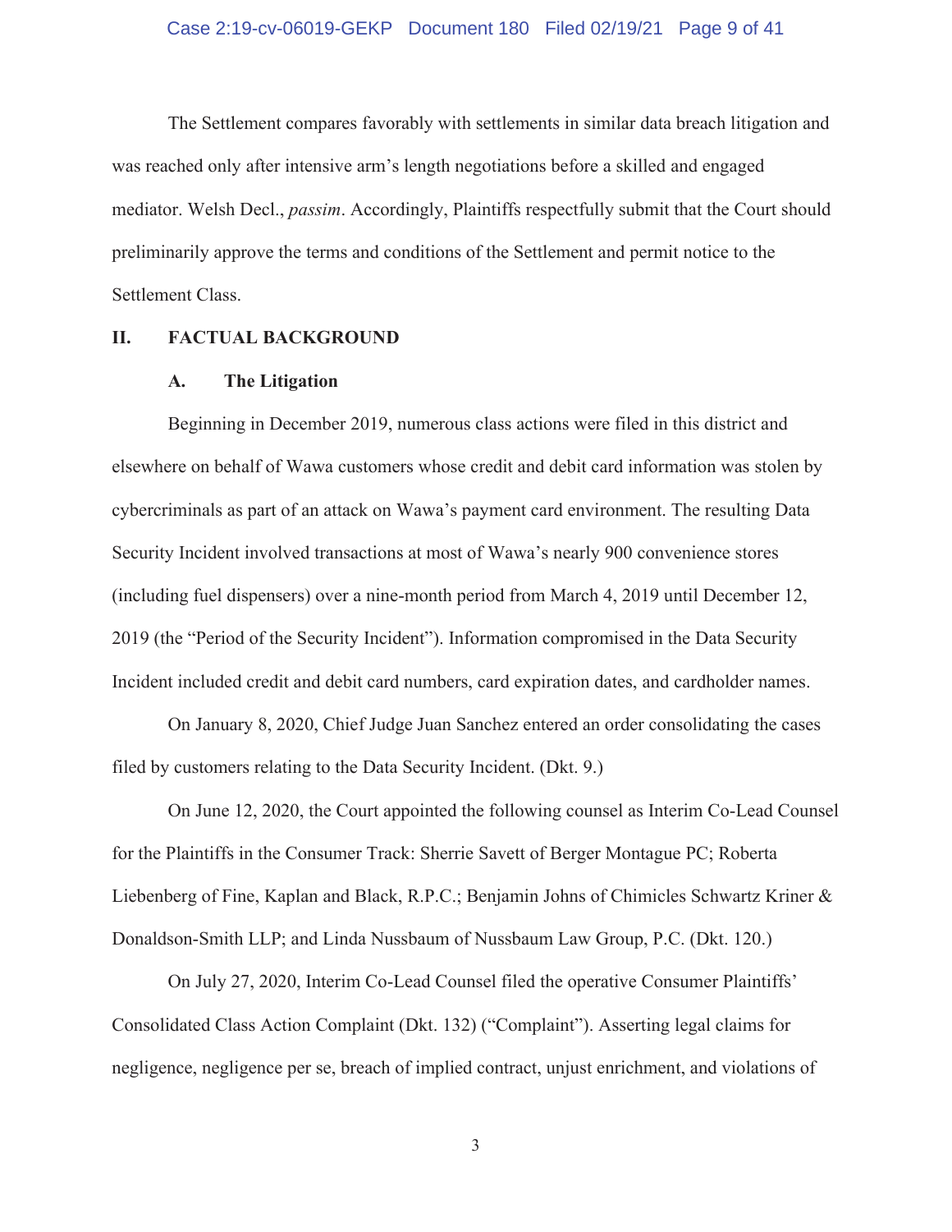The Settlement compares favorably with settlements in similar data breach litigation and was reached only after intensive arm's length negotiations before a skilled and engaged mediator. Welsh Decl., *passim*. Accordingly, Plaintiffs respectfully submit that the Court should preliminarily approve the terms and conditions of the Settlement and permit notice to the Settlement Class.

## II. FACTUAL BACKGROUND

### A. The Litigation

Beginning in December 2019, numerous class actions were filed in this district and elsewhere on behalf of Wawa customers whose credit and debit card information was stolen by cybercriminals as part of an attack on Wawa's payment card environment. The resulting Data Security Incident involved transactions at most of Wawa's nearly 900 convenience stores (including fuel dispensers) over a nine-month period from March 4, 2019 until December 12, 2019 (the "Period of the Security Incident"). Information compromised in the Data Security Incident included credit and debit card numbers, card expiration dates, and cardholder names.

On January 8, 2020, Chief Judge Juan Sanchez entered an order consolidating the cases filed by customers relating to the Data Security Incident. (Dkt. 9.)

On June 12, 2020, the Court appointed the following counsel as Interim Co-Lead Counsel for the Plaintiffs in the Consumer Track: Sherrie Savett of Berger Montague PC; Roberta Liebenberg of Fine, Kaplan and Black, R.P.C.; Benjamin Johns of Chimicles Schwartz Kriner & Donaldson-Smith LLP; and Linda Nussbaum of Nussbaum Law Group, P.C. (Dkt. 120.)

On July 27, 2020, Interim Co-Lead Counsel filed the operative Consumer Plaintiffs' Consolidated Class Action Complaint (Dkt. 132) ("Complaint"). Asserting legal claims for negligence, negligence per se, breach of implied contract, unjust enrichment, and violations of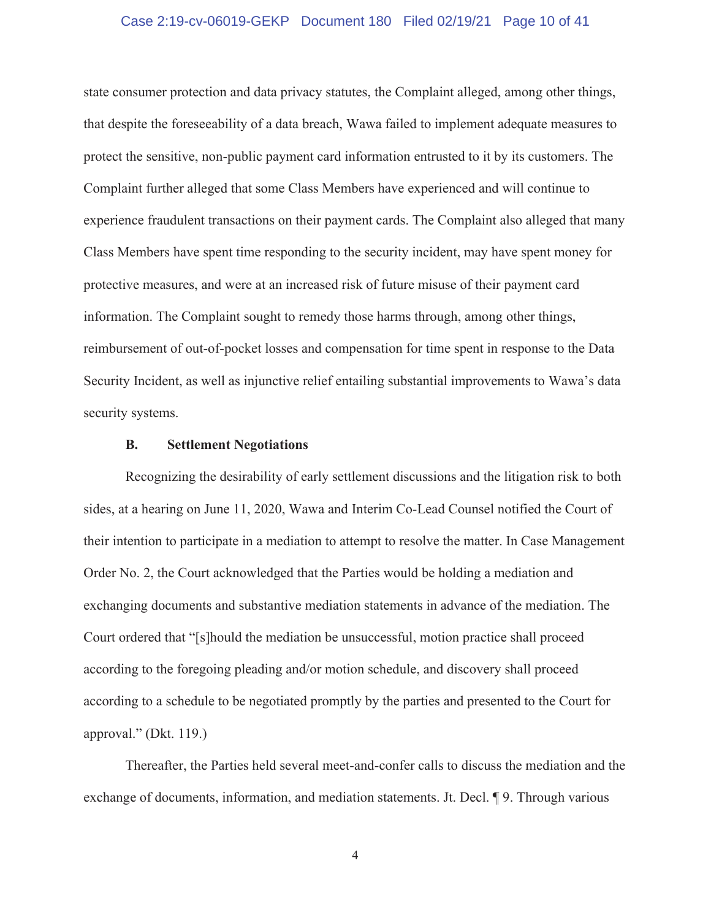state consumer protection and data privacy statutes, the Complaint alleged, among other things, that despite the foreseeability of a data breach, Wawa failed to implement adequate measures to protect the sensitive, non-public payment card information entrusted to it by its customers. The Complaint further alleged that some Class Members have experienced and will continue to experience fraudulent transactions on their payment cards. The Complaint also alleged that many Class Members have spent time responding to the security incident, may have spent money for protective measures, and were at an increased risk of future misuse of their payment card information. The Complaint sought to remedy those harms through, among other things, reimbursement of out-of-pocket losses and compensation for time spent in response to the Data Security Incident, as well as injunctive relief entailing substantial improvements to Wawa's data security systems.

### B. Settlement Negotiations

Recognizing the desirability of early settlement discussions and the litigation risk to both sides, at a hearing on June 11, 2020, Wawa and Interim Co-Lead Counsel notified the Court of their intention to participate in a mediation to attempt to resolve the matter. In Case Management Order No. 2, the Court acknowledged that the Parties would be holding a mediation and exchanging documents and substantive mediation statements in advance of the mediation. The Court ordered that "[s]hould the mediation be unsuccessful, motion practice shall proceed according to the foregoing pleading and/or motion schedule, and discovery shall proceed according to a schedule to be negotiated promptly by the parties and presented to the Court for approval." (Dkt. 119.)

Thereafter, the Parties held several meet-and-confer calls to discuss the mediation and the exchange of documents, information, and mediation statements. Jt. Decl. ¶ 9. Through various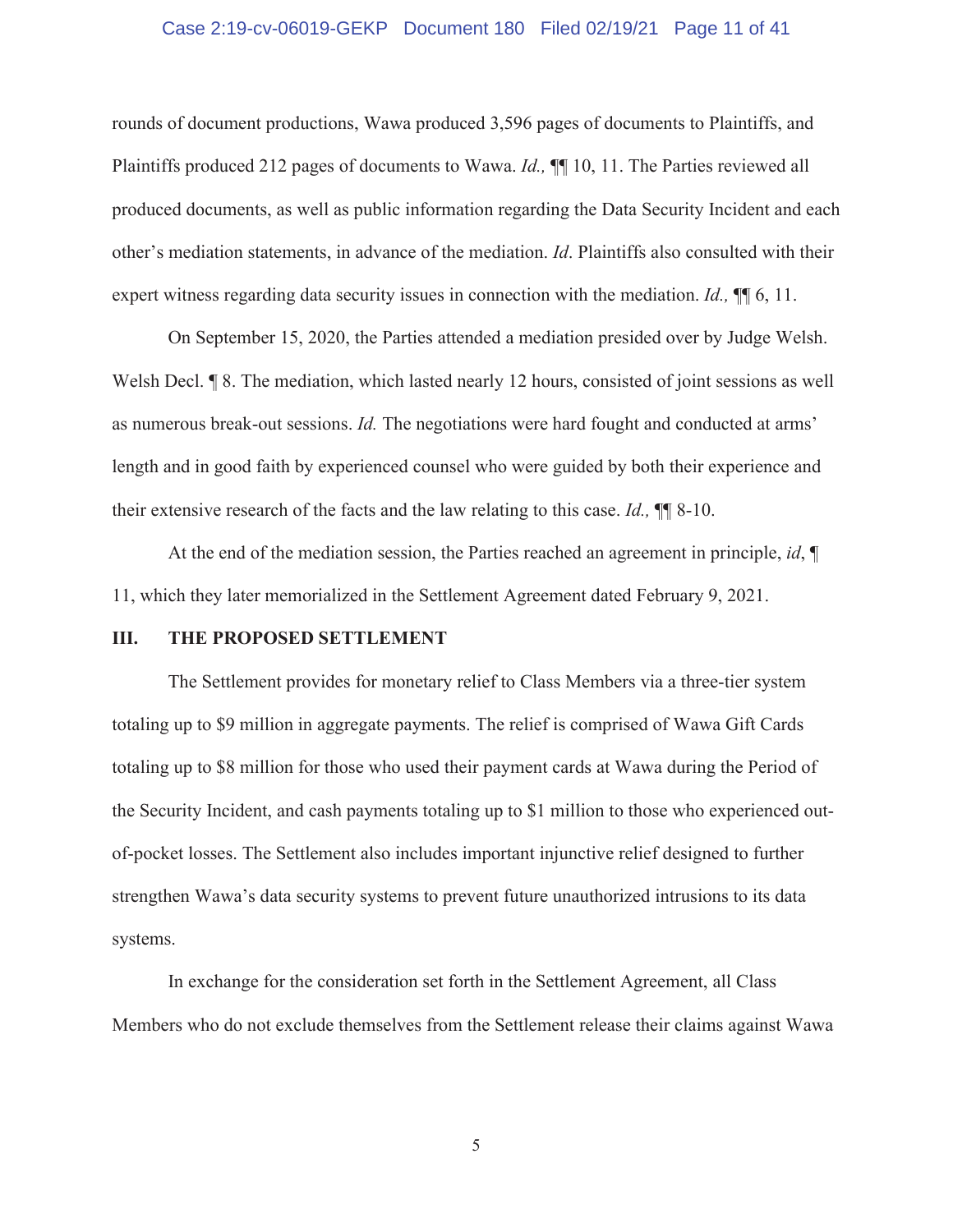rounds of document productions, Wawa produced 3,596 pages of documents to Plaintiffs, and Plaintiffs produced 212 pages of documents to Wawa. *Id.,* ¶¶ 10, 11. The Parties reviewed all produced documents, as well as public information regarding the Data Security Incident and each other's mediation statements, in advance of the mediation. *Id*. Plaintiffs also consulted with their expert witness regarding data security issues in connection with the mediation. *Id.,* ¶¶ 6, 11.

On September 15, 2020, the Parties attended a mediation presided over by Judge Welsh. Welsh Decl. ¶ 8. The mediation, which lasted nearly 12 hours, consisted of joint sessions as well as numerous break-out sessions. *Id.* The negotiations were hard fought and conducted at arms' length and in good faith by experienced counsel who were guided by both their experience and their extensive research of the facts and the law relating to this case. *Id.,* ¶¶ 8-10.

At the end of the mediation session, the Parties reached an agreement in principle, *id*, ¶ 11, which they later memorialized in the Settlement Agreement dated February 9, 2021.

## III. THE PROPOSED SETTLEMENT

The Settlement provides for monetary relief to Class Members via a three-tier system totaling up to $9 million in aggregate payments. The relief is comprised of Wawa Gift Cards totaling up to $8 million for those who used their payment cards at Wawa during the Period of the Security Incident, and cash payments totaling up to $1 million to those who experienced out-of-pocket losses. The Settlement also includes important injunctive relief designed to further strengthen Wawa's data security systems to prevent future unauthorized intrusions to its data systems.

In exchange for the consideration set forth in the Settlement Agreement, all Class Members who do not exclude themselves from the Settlement release their claims against Wawa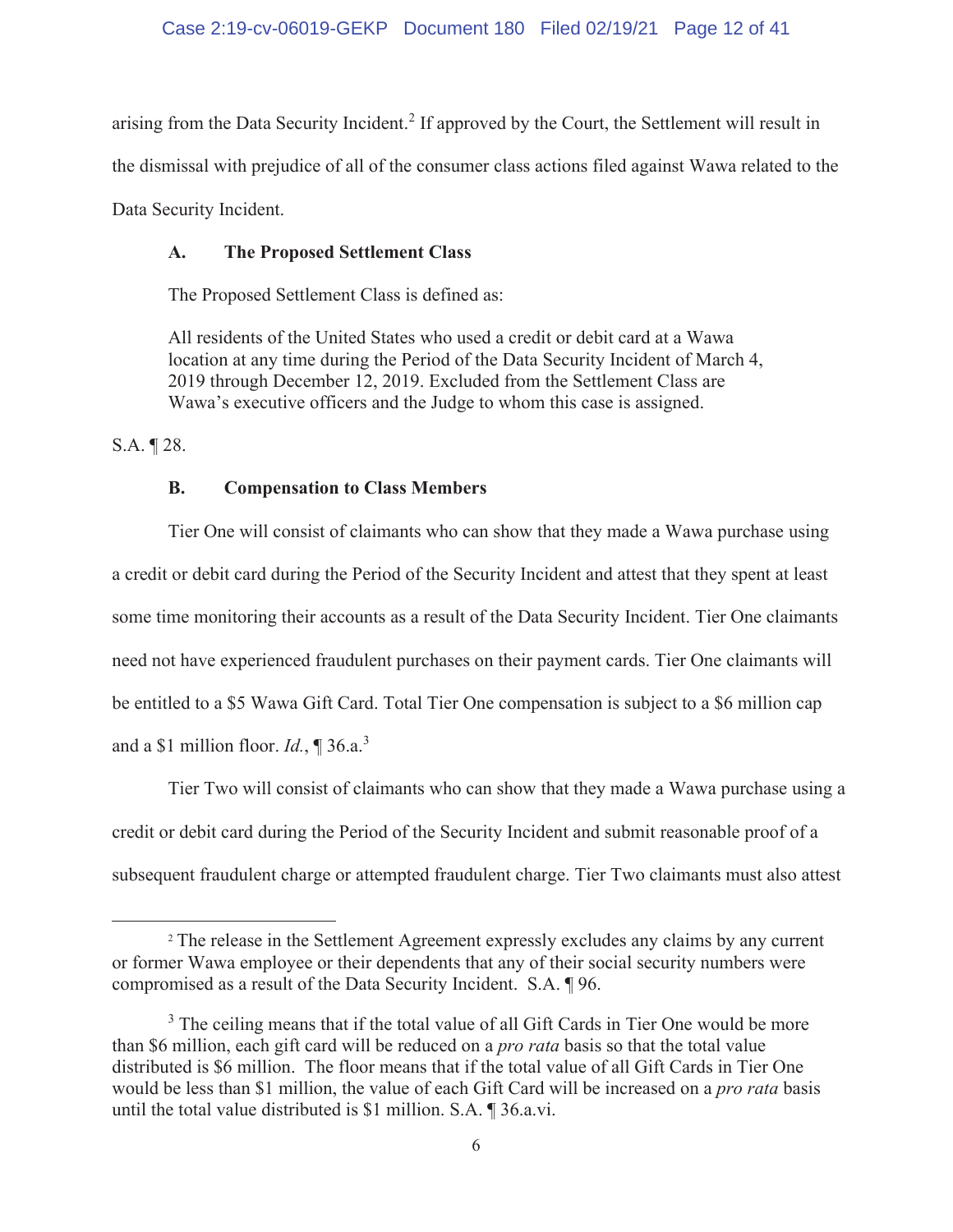arising from the Data Security Incident.[2] If approved by the Court, the Settlement will result in the dismissal with prejudice of all of the consumer class actions filed against Wawa related to the Data Security Incident.

### A. The Proposed Settlement Class

The Proposed Settlement Class is defined as:

> All residents of the United States who used a credit or debit card at a Wawa location at any time during the Period of the Data Security Incident of March 4, 2019 through December 12, 2019. Excluded from the Settlement Class are Wawa's executive officers and the Judge to whom this case is assigned.

S.A. ¶ 28.

### B. Compensation to Class Members

Tier One will consist of claimants who can show that they made a Wawa purchase using a credit or debit card during the Period of the Security Incident and attest that they spent at least some time monitoring their accounts as a result of the Data Security Incident. Tier One claimants need not have experienced fraudulent purchases on their payment cards. Tier One claimants will be entitled to a $5 Wawa Gift Card. Total Tier One compensation is subject to a $6 million cap and a $1 million floor. *Id.*, ¶ 36.a.[3]

Tier Two will consist of claimants who can show that they made a Wawa purchase using a credit or debit card during the Period of the Security Incident and submit reasonable proof of a subsequent fraudulent charge or attempted fraudulent charge. Tier Two claimants must also attest

---

[2] The release in the Settlement Agreement expressly excludes any claims by any current or former Wawa employee or their dependents that any of their social security numbers were compromised as a result of the Data Security Incident. S.A. ¶ 96.

[3] The ceiling means that if the total value of all Gift Cards in Tier One would be more than $6 million, each gift card will be reduced on a *pro rata* basis so that the total value distributed is $6 million. The floor means that if the total value of all Gift Cards in Tier One would be less than $1 million, the value of each Gift Card will be increased on a *pro rata* basis until the total value distributed is $1 million. S.A. ¶ 36.a.vi.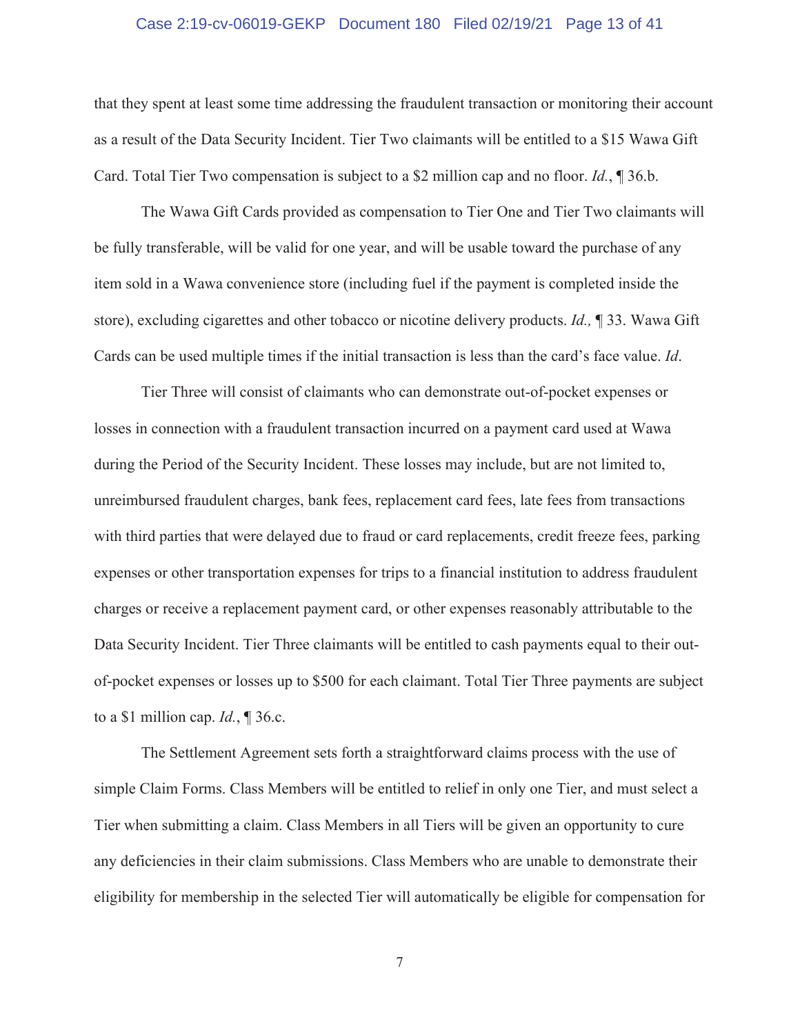that they spent at least some time addressing the fraudulent transaction or monitoring their account as a result of the Data Security Incident. Tier Two claimants will be entitled to a $15 Wawa Gift Card. Total Tier Two compensation is subject to a $2 million cap and no floor. *Id.*, ¶ 36.b.

The Wawa Gift Cards provided as compensation to Tier One and Tier Two claimants will be fully transferable, will be valid for one year, and will be usable toward the purchase of any item sold in a Wawa convenience store (including fuel if the payment is completed inside the store), excluding cigarettes and other tobacco or nicotine delivery products. *Id.,* ¶ 33. Wawa Gift Cards can be used multiple times if the initial transaction is less than the card's face value. *Id*.

Tier Three will consist of claimants who can demonstrate out-of-pocket expenses or losses in connection with a fraudulent transaction incurred on a payment card used at Wawa during the Period of the Security Incident. These losses may include, but are not limited to, unreimbursed fraudulent charges, bank fees, replacement card fees, late fees from transactions with third parties that were delayed due to fraud or card replacements, credit freeze fees, parking expenses or other transportation expenses for trips to a financial institution to address fraudulent charges or receive a replacement payment card, or other expenses reasonably attributable to the Data Security Incident. Tier Three claimants will be entitled to cash payments equal to their out-of-pocket expenses or losses up to $500 for each claimant. Total Tier Three payments are subject to a $1 million cap. *Id.*, ¶ 36.c.

The Settlement Agreement sets forth a straightforward claims process with the use of simple Claim Forms. Class Members will be entitled to relief in only one Tier, and must select a Tier when submitting a claim. Class Members in all Tiers will be given an opportunity to cure any deficiencies in their claim submissions. Class Members who are unable to demonstrate their eligibility for membership in the selected Tier will automatically be eligible for compensation for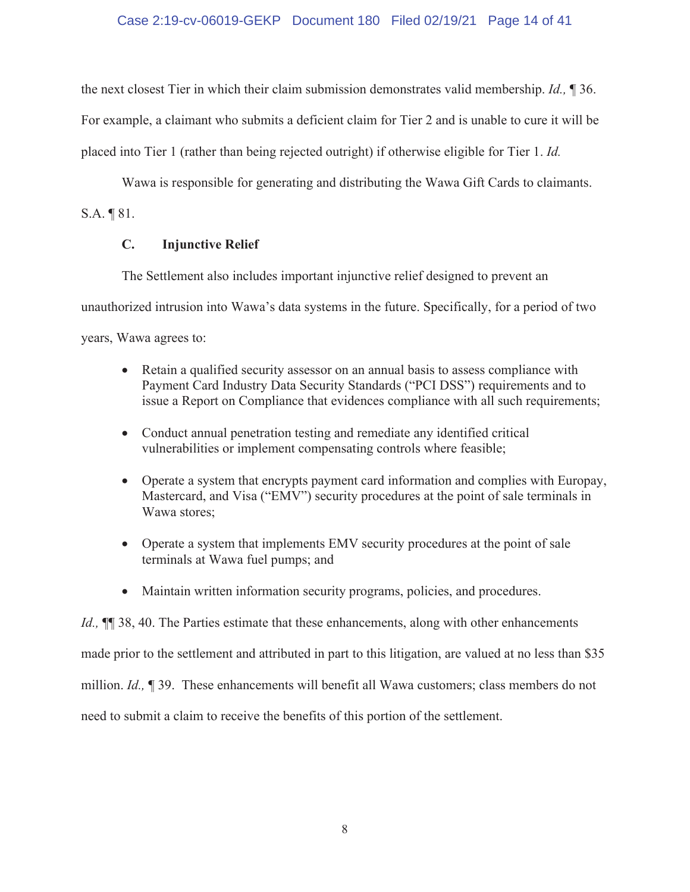the next closest Tier in which their claim submission demonstrates valid membership. *Id.,* ¶ 36. For example, a claimant who submits a deficient claim for Tier 2 and is unable to cure it will be placed into Tier 1 (rather than being rejected outright) if otherwise eligible for Tier 1. *Id.*

Wawa is responsible for generating and distributing the Wawa Gift Cards to claimants. S.A. ¶ 81.

### C. Injunctive Relief

The Settlement also includes important injunctive relief designed to prevent an unauthorized intrusion into Wawa's data systems in the future. Specifically, for a period of two years, Wawa agrees to:

- Retain a qualified security assessor on an annual basis to assess compliance with Payment Card Industry Data Security Standards ("PCI DSS") requirements and to issue a Report on Compliance that evidences compliance with all such requirements;
- Conduct annual penetration testing and remediate any identified critical vulnerabilities or implement compensating controls where feasible;
- Operate a system that encrypts payment card information and complies with Europay, Mastercard, and Visa ("EMV") security procedures at the point of sale terminals in Wawa stores;
- Operate a system that implements EMV security procedures at the point of sale terminals at Wawa fuel pumps; and
- Maintain written information security programs, policies, and procedures.

*Id.,* ¶¶ 38, 40. The Parties estimate that these enhancements, along with other enhancements made prior to the settlement and attributed in part to this litigation, are valued at no less than $35 million. *Id.,* ¶ 39. These enhancements will benefit all Wawa customers; class members do not need to submit a claim to receive the benefits of this portion of the settlement.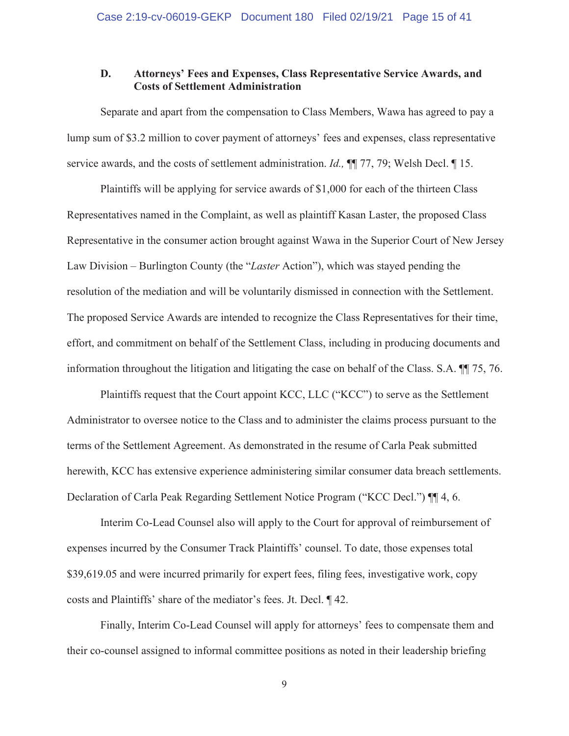### D. Attorneys' Fees and Expenses, Class Representative Service Awards, and Costs of Settlement Administration

Separate and apart from the compensation to Class Members, Wawa has agreed to pay a lump sum of $3.2 million to cover payment of attorneys' fees and expenses, class representative service awards, and the costs of settlement administration. *Id.,* ¶¶ 77, 79; Welsh Decl. ¶ 15.

Plaintiffs will be applying for service awards of $1,000 for each of the thirteen Class Representatives named in the Complaint, as well as plaintiff Kasan Laster, the proposed Class Representative in the consumer action brought against Wawa in the Superior Court of New Jersey Law Division – Burlington County (the "*Laster* Action"), which was stayed pending the resolution of the mediation and will be voluntarily dismissed in connection with the Settlement. The proposed Service Awards are intended to recognize the Class Representatives for their time, effort, and commitment on behalf of the Settlement Class, including in producing documents and information throughout the litigation and litigating the case on behalf of the Class. S.A. ¶¶ 75, 76.

Plaintiffs request that the Court appoint KCC, LLC ("KCC") to serve as the Settlement Administrator to oversee notice to the Class and to administer the claims process pursuant to the terms of the Settlement Agreement. As demonstrated in the resume of Carla Peak submitted herewith, KCC has extensive experience administering similar consumer data breach settlements. Declaration of Carla Peak Regarding Settlement Notice Program ("KCC Decl.") ¶¶ 4, 6.

Interim Co-Lead Counsel also will apply to the Court for approval of reimbursement of expenses incurred by the Consumer Track Plaintiffs' counsel. To date, those expenses total $39,619.05 and were incurred primarily for expert fees, filing fees, investigative work, copy costs and Plaintiffs' share of the mediator's fees. Jt. Decl. ¶ 42.

Finally, Interim Co-Lead Counsel will apply for attorneys' fees to compensate them and their co-counsel assigned to informal committee positions as noted in their leadership briefing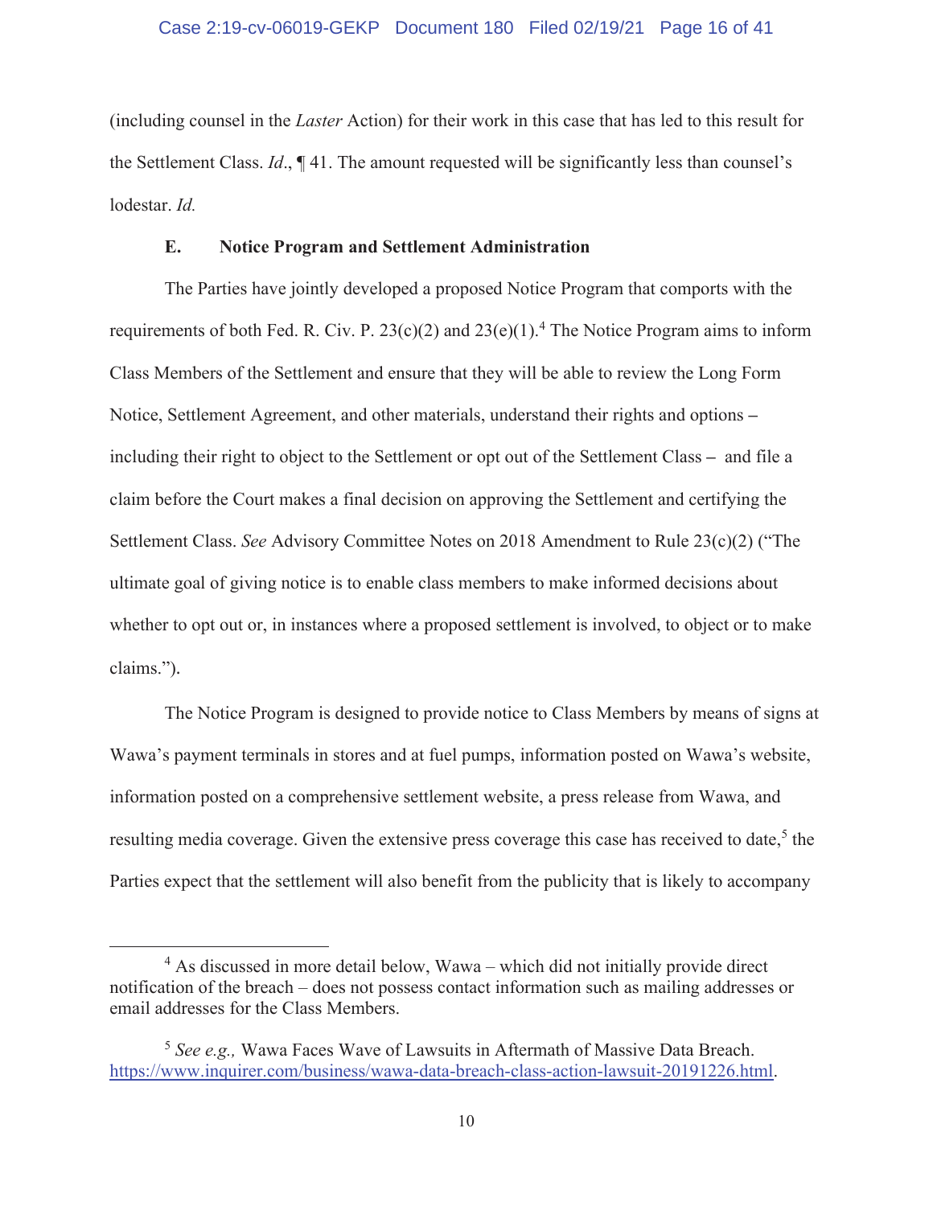(including counsel in the *Laster* Action) for their work in this case that has led to this result for the Settlement Class. *Id*., ¶ 41. The amount requested will be significantly less than counsel's lodestar. *Id.*

### E. Notice Program and Settlement Administration

The Parties have jointly developed a proposed Notice Program that comports with the requirements of both Fed. R. Civ. P. 23(c)(2) and 23(e)(1).[4] The Notice Program aims to inform Class Members of the Settlement and ensure that they will be able to review the Long Form Notice, Settlement Agreement, and other materials, understand their rights and options – including their right to object to the Settlement or opt out of the Settlement Class – and file a claim before the Court makes a final decision on approving the Settlement and certifying the Settlement Class. *See* Advisory Committee Notes on 2018 Amendment to Rule 23(c)(2) ("The ultimate goal of giving notice is to enable class members to make informed decisions about whether to opt out or, in instances where a proposed settlement is involved, to object or to make claims.").

The Notice Program is designed to provide notice to Class Members by means of signs at Wawa's payment terminals in stores and at fuel pumps, information posted on Wawa's website, information posted on a comprehensive settlement website, a press release from Wawa, and resulting media coverage. Given the extensive press coverage this case has received to date,[5] the Parties expect that the settlement will also benefit from the publicity that is likely to accompany

---

[4] As discussed in more detail below, Wawa – which did not initially provide direct notification of the breach – does not possess contact information such as mailing addresses or email addresses for the Class Members.

[5] *See e.g.,* Wawa Faces Wave of Lawsuits in Aftermath of Massive Data Breach. https://www.inquirer.com/business/wawa-data-breach-class-action-lawsuit-20191226.html.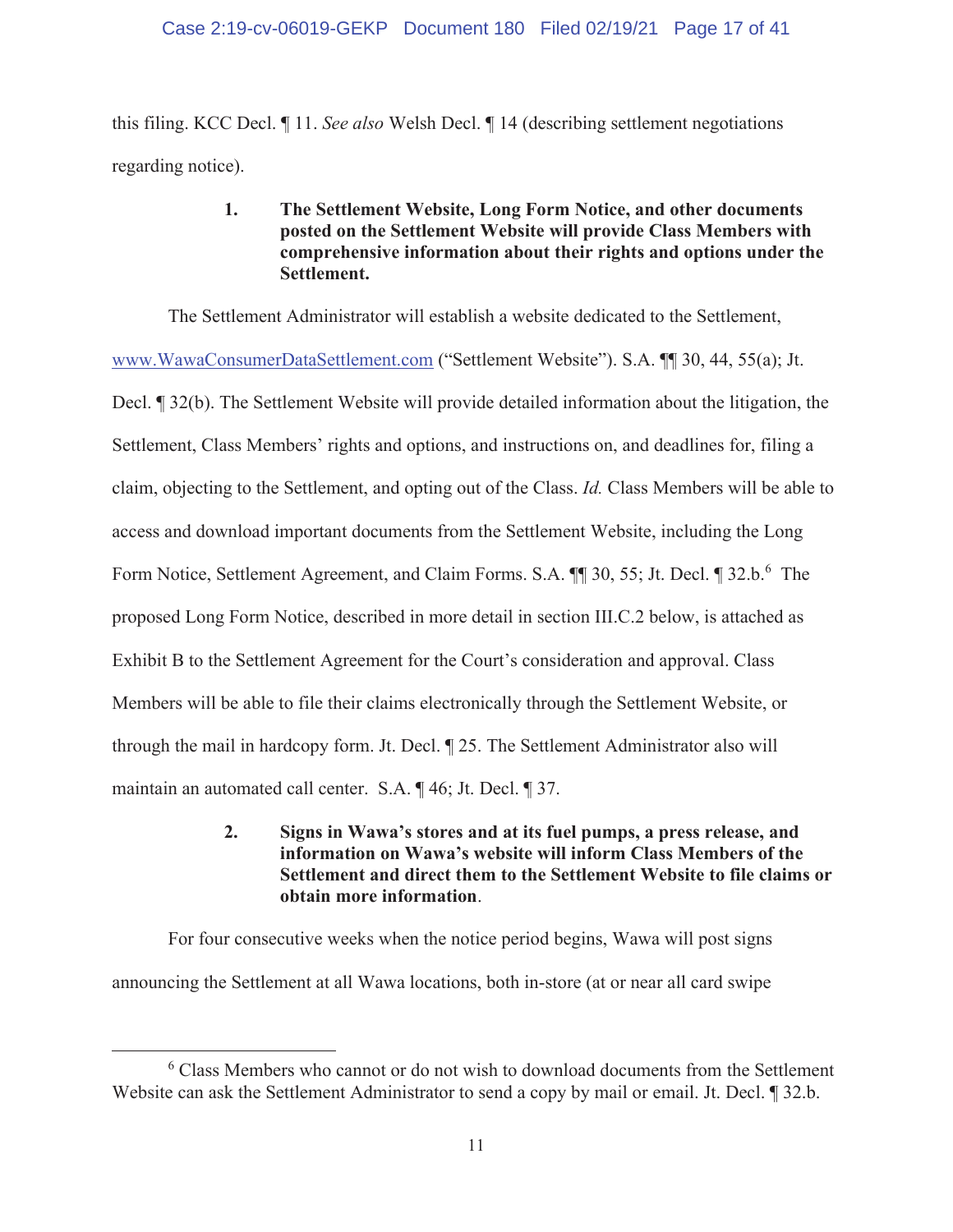this filing. KCC Decl. ¶ 11. *See also* Welsh Decl. ¶ 14 (describing settlement negotiations regarding notice).

### 1. The Settlement Website, Long Form Notice, and other documents posted on the Settlement Website will provide Class Members with comprehensive information about their rights and options under the Settlement.

The Settlement Administrator will establish a website dedicated to the Settlement, www.WawaConsumerDataSettlement.com ("Settlement Website"). S.A. ¶¶ 30, 44, 55(a); Jt. Decl. ¶ 32(b). The Settlement Website will provide detailed information about the litigation, the Settlement, Class Members' rights and options, and instructions on, and deadlines for, filing a claim, objecting to the Settlement, and opting out of the Class. *Id.* Class Members will be able to access and download important documents from the Settlement Website, including the Long Form Notice, Settlement Agreement, and Claim Forms. S.A. ¶¶ 30, 55; Jt. Decl. ¶ 32.b.[6] The proposed Long Form Notice, described in more detail in section III.C.2 below, is attached as Exhibit B to the Settlement Agreement for the Court's consideration and approval. Class Members will be able to file their claims electronically through the Settlement Website, or through the mail in hardcopy form. Jt. Decl. ¶ 25. The Settlement Administrator also will maintain an automated call center. S.A. ¶ 46; Jt. Decl. ¶ 37.

### 2. Signs in Wawa's stores and at its fuel pumps, a press release, and information on Wawa's website will inform Class Members of the Settlement and direct them to the Settlement Website to file claims or obtain more information.

For four consecutive weeks when the notice period begins, Wawa will post signs announcing the Settlement at all Wawa locations, both in-store (at or near all card swipe

---

[6] Class Members who cannot or do not wish to download documents from the Settlement Website can ask the Settlement Administrator to send a copy by mail or email. Jt. Decl. ¶ 32.b.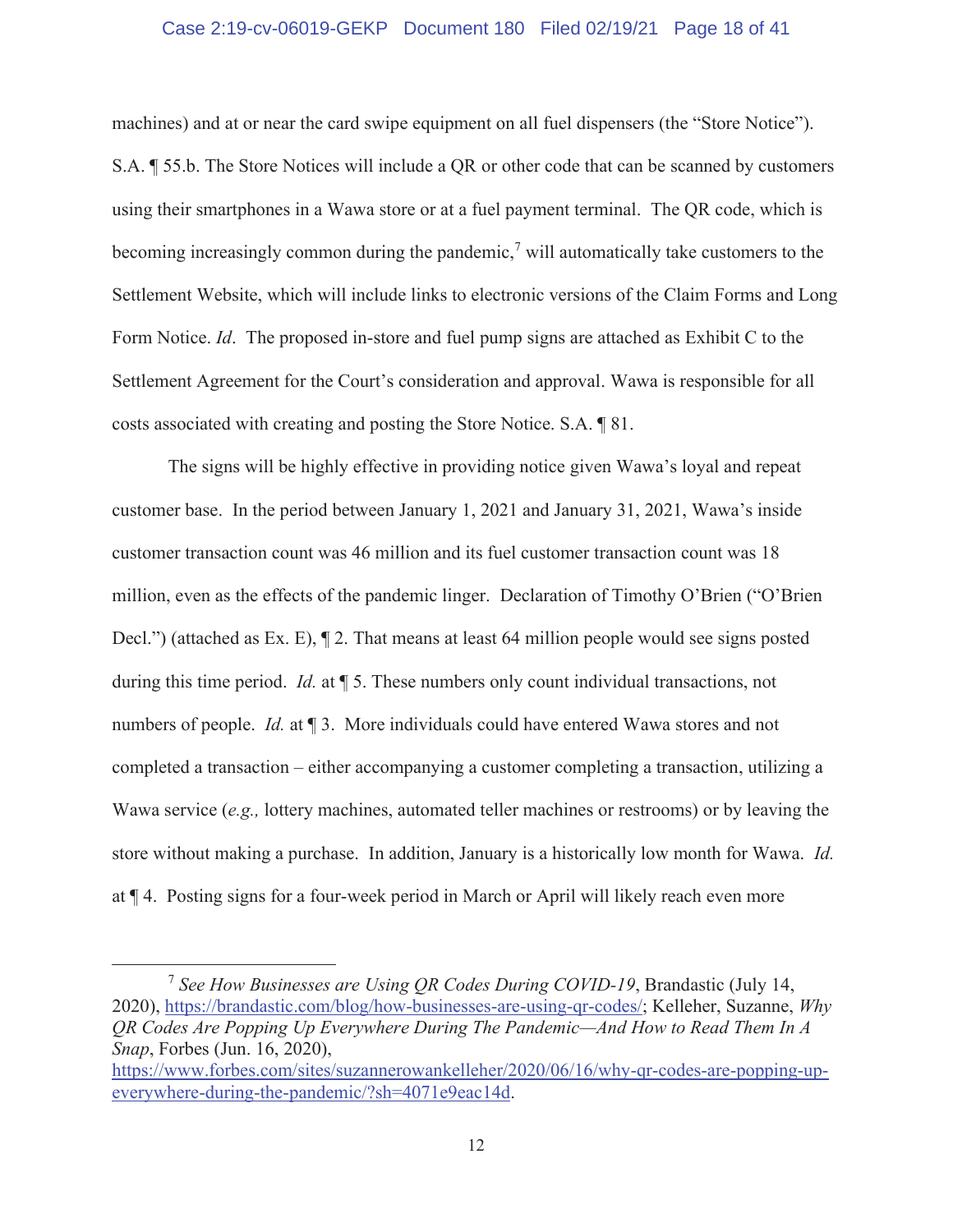machines) and at or near the card swipe equipment on all fuel dispensers (the "Store Notice"). S.A. ¶ 55.b. The Store Notices will include a QR or other code that can be scanned by customers using their smartphones in a Wawa store or at a fuel payment terminal. The QR code, which is becoming increasingly common during the pandemic,[7] will automatically take customers to the Settlement Website, which will include links to electronic versions of the Claim Forms and Long Form Notice. *Id*. The proposed in-store and fuel pump signs are attached as Exhibit C to the Settlement Agreement for the Court's consideration and approval. Wawa is responsible for all costs associated with creating and posting the Store Notice. S.A. ¶ 81.

The signs will be highly effective in providing notice given Wawa's loyal and repeat customer base. In the period between January 1, 2021 and January 31, 2021, Wawa's inside customer transaction count was 46 million and its fuel customer transaction count was 18 million, even as the effects of the pandemic linger. Declaration of Timothy O'Brien ("O'Brien Decl.") (attached as Ex. E), ¶ 2. That means at least 64 million people would see signs posted during this time period. *Id.* at ¶ 5. These numbers only count individual transactions, not numbers of people. *Id.* at ¶ 3. More individuals could have entered Wawa stores and not completed a transaction – either accompanying a customer completing a transaction, utilizing a Wawa service (*e.g.,* lottery machines, automated teller machines or restrooms) or by leaving the store without making a purchase. In addition, January is a historically low month for Wawa. *Id.* at ¶ 4. Posting signs for a four-week period in March or April will likely reach even more

---

[7] *See How Businesses are Using QR Codes During COVID-19*, Brandastic (July 14, 2020), https://brandastic.com/blog/how-businesses-are-using-qr-codes/; Kelleher, Suzanne, *Why QR Codes Are Popping Up Everywhere During The Pandemic—And How to Read Them In A Snap*, Forbes (Jun. 16, 2020), https://www.forbes.com/sites/suzannerowankelleher/2020/06/16/why-qr-codes-are-popping-up-everywhere-during-the-pandemic/?sh=4071e9eac14d.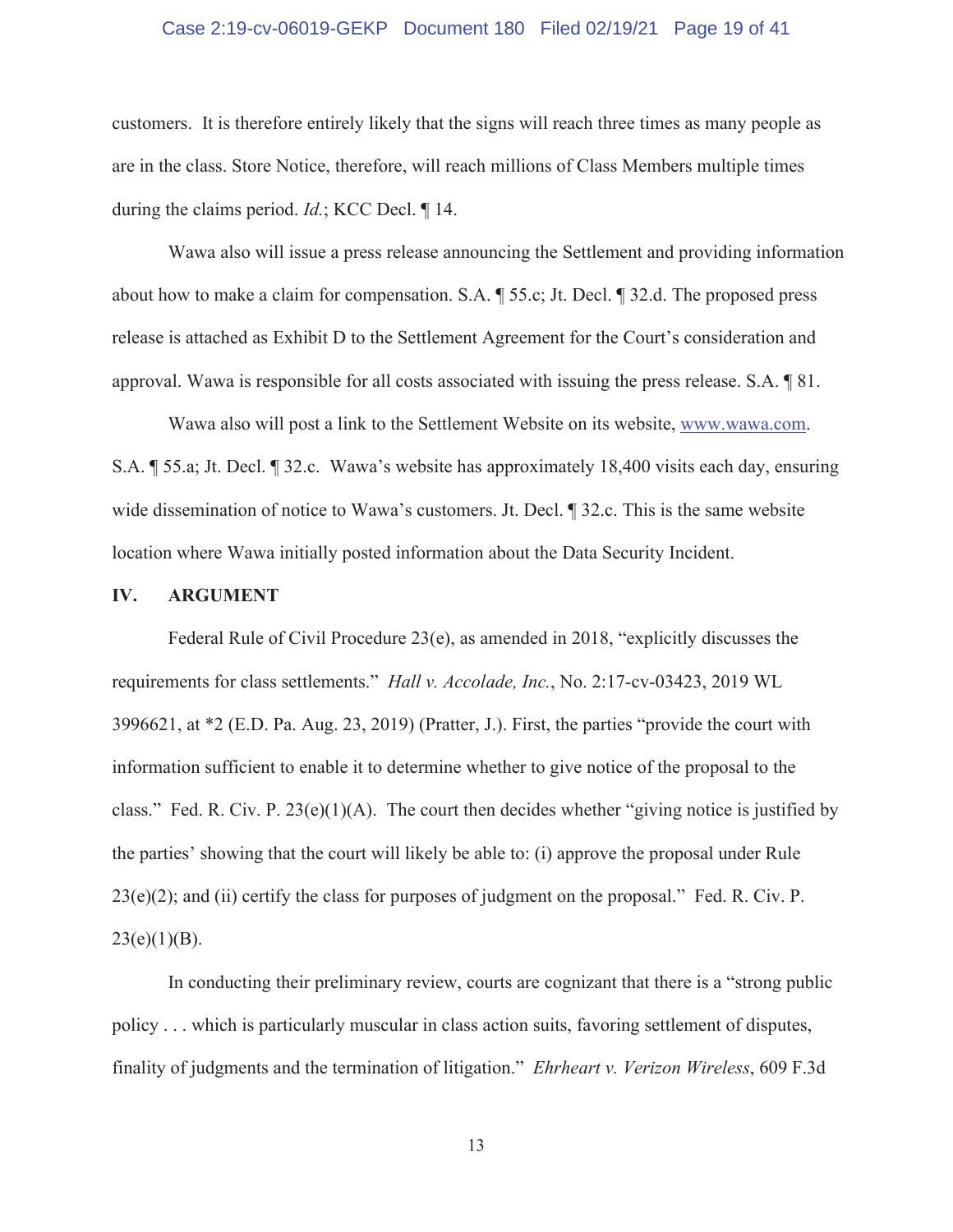customers. It is therefore entirely likely that the signs will reach three times as many people as are in the class. Store Notice, therefore, will reach millions of Class Members multiple times during the claims period. *Id.*; KCC Decl. ¶ 14.

Wawa also will issue a press release announcing the Settlement and providing information about how to make a claim for compensation. S.A. ¶ 55.c; Jt. Decl. ¶ 32.d. The proposed press release is attached as Exhibit D to the Settlement Agreement for the Court's consideration and approval. Wawa is responsible for all costs associated with issuing the press release. S.A. ¶ 81.

Wawa also will post a link to the Settlement Website on its website, www.wawa.com. S.A. ¶ 55.a; Jt. Decl. ¶ 32.c. Wawa's website has approximately 18,400 visits each day, ensuring wide dissemination of notice to Wawa's customers. Jt. Decl. ¶ 32.c. This is the same website location where Wawa initially posted information about the Data Security Incident.

## IV. ARGUMENT

Federal Rule of Civil Procedure 23(e), as amended in 2018, "explicitly discusses the requirements for class settlements." *Hall v. Accolade, Inc.*, No. 2:17-cv-03423, 2019 WL 3996621, at *2 (E.D. Pa. Aug. 23, 2019) (Pratter, J.). First, the parties "provide the court with information sufficient to enable it to determine whether to give notice of the proposal to the class." Fed. R. Civ. P. 23(e)(1)(A). The court then decides whether "giving notice is justified by the parties' showing that the court will likely be able to: (i) approve the proposal under Rule 23(e)(2); and (ii) certify the class for purposes of judgment on the proposal." Fed. R. Civ. P. 23(e)(1)(B).

In conducting their preliminary review, courts are cognizant that there is a "strong public policy . . . which is particularly muscular in class action suits, favoring settlement of disputes, finality of judgments and the termination of litigation." *Ehrheart v. Verizon Wireless*, 609 F.3d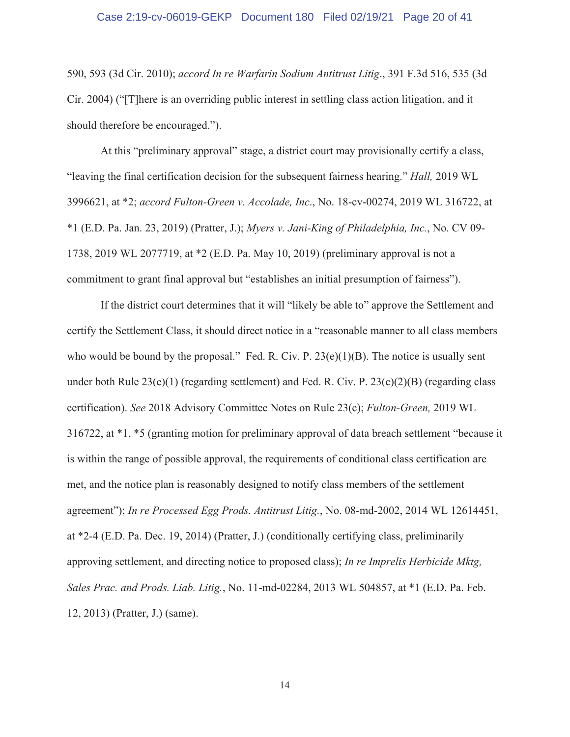590, 593 (3d Cir. 2010); *accord In re Warfarin Sodium Antitrust Litig*., 391 F.3d 516, 535 (3d Cir. 2004) ("[T]here is an overriding public interest in settling class action litigation, and it should therefore be encouraged.").

At this "preliminary approval" stage, a district court may provisionally certify a class, "leaving the final certification decision for the subsequent fairness hearing." *Hall,* 2019 WL 3996621, at *2; *accord Fulton-Green v. Accolade, Inc*., No. 18-cv-00274, 2019 WL 316722, at *1 (E.D. Pa. Jan. 23, 2019) (Pratter, J.); *Myers v. Jani-King of Philadelphia, Inc.*, No. CV 09-1738, 2019 WL 2077719, at *2 (E.D. Pa. May 10, 2019) (preliminary approval is not a commitment to grant final approval but "establishes an initial presumption of fairness").

If the district court determines that it will "likely be able to" approve the Settlement and certify the Settlement Class, it should direct notice in a "reasonable manner to all class members who would be bound by the proposal." Fed. R. Civ. P. 23(e)(1)(B). The notice is usually sent under both Rule 23(e)(1) (regarding settlement) and Fed. R. Civ. P. 23(c)(2)(B) (regarding class certification). *See* 2018 Advisory Committee Notes on Rule 23(c); *Fulton-Green,* 2019 WL 316722, at *1, *5 (granting motion for preliminary approval of data breach settlement "because it is within the range of possible approval, the requirements of conditional class certification are met, and the notice plan is reasonably designed to notify class members of the settlement agreement"); *In re Processed Egg Prods. Antitrust Litig.*, No. 08-md-2002, 2014 WL 12614451, at *2-4 (E.D. Pa. Dec. 19, 2014) (Pratter, J.) (conditionally certifying class, preliminarily approving settlement, and directing notice to proposed class); *In re Imprelis Herbicide Mktg, Sales Prac. and Prods. Liab. Litig.*, No. 11-md-02284, 2013 WL 504857, at *1 (E.D. Pa. Feb. 12, 2013) (Pratter, J.) (same).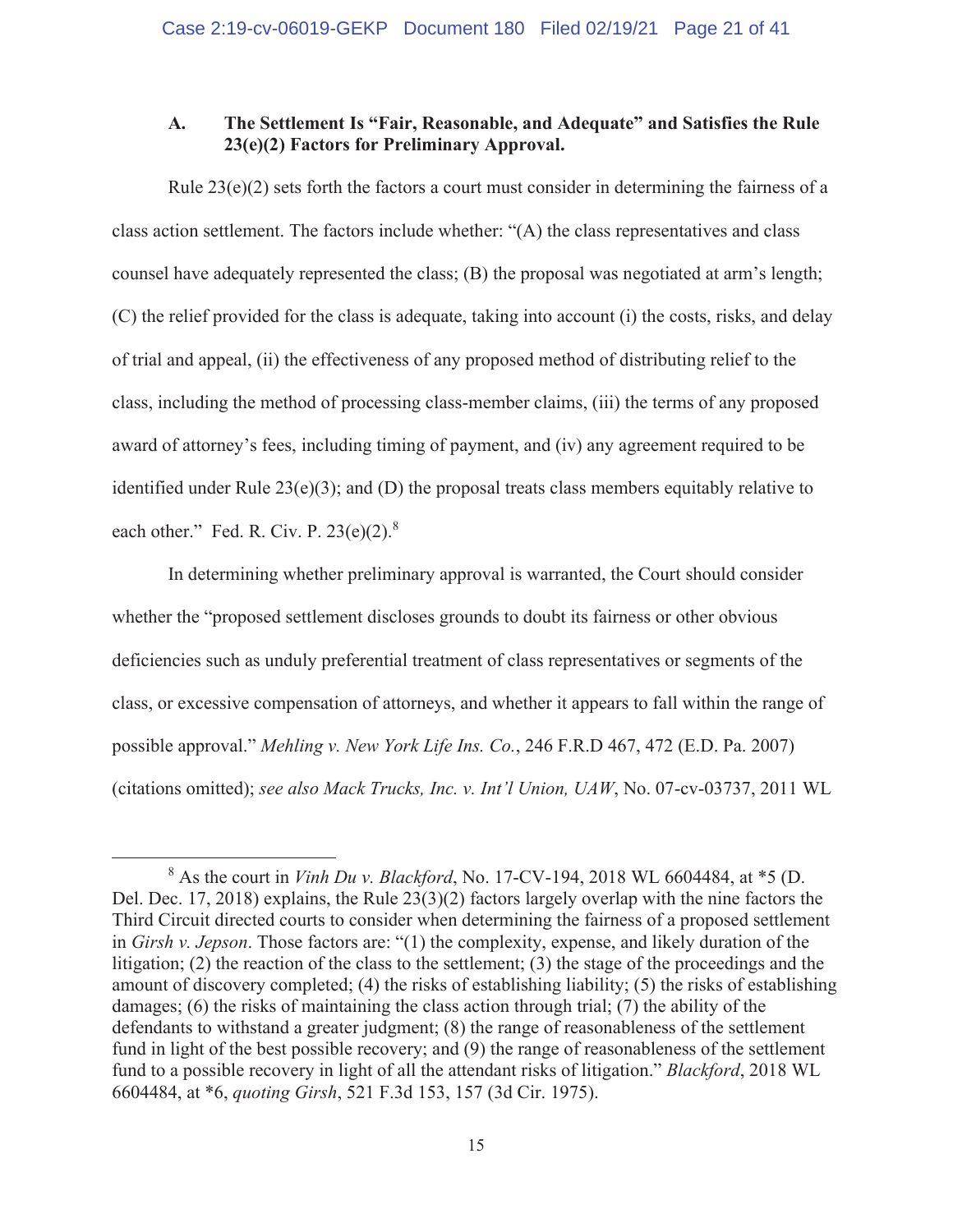### A. The Settlement Is "Fair, Reasonable, and Adequate" and Satisfies the Rule 23(e)(2) Factors for Preliminary Approval.

Rule 23(e)(2) sets forth the factors a court must consider in determining the fairness of a class action settlement. The factors include whether: "(A) the class representatives and class counsel have adequately represented the class; (B) the proposal was negotiated at arm's length; (C) the relief provided for the class is adequate, taking into account (i) the costs, risks, and delay of trial and appeal, (ii) the effectiveness of any proposed method of distributing relief to the class, including the method of processing class-member claims, (iii) the terms of any proposed award of attorney's fees, including timing of payment, and (iv) any agreement required to be identified under Rule 23(e)(3); and (D) the proposal treats class members equitably relative to each other." Fed. R. Civ. P. 23(e)(2).[8]

In determining whether preliminary approval is warranted, the Court should consider whether the "proposed settlement discloses grounds to doubt its fairness or other obvious deficiencies such as unduly preferential treatment of class representatives or segments of the class, or excessive compensation of attorneys, and whether it appears to fall within the range of possible approval." *Mehling v. New York Life Ins. Co.*, 246 F.R.D 467, 472 (E.D. Pa. 2007) (citations omitted); *see also Mack Trucks, Inc. v. Int'l Union, UAW*, No. 07-cv-03737, 2011 WL

---

[8] As the court in *Vinh Du v. Blackford*, No. 17-CV-194, 2018 WL 6604484, at *5 (D. Del. Dec. 17, 2018) explains, the Rule 23(3)(2) factors largely overlap with the nine factors the Third Circuit directed courts to consider when determining the fairness of a proposed settlement in *Girsh v. Jepson*. Those factors are: "(1) the complexity, expense, and likely duration of the litigation; (2) the reaction of the class to the settlement; (3) the stage of the proceedings and the amount of discovery completed; (4) the risks of establishing liability; (5) the risks of establishing damages; (6) the risks of maintaining the class action through trial; (7) the ability of the defendants to withstand a greater judgment; (8) the range of reasonableness of the settlement fund in light of the best possible recovery; and (9) the range of reasonableness of the settlement fund to a possible recovery in light of all the attendant risks of litigation." *Blackford*, 2018 WL 6604484, at *6, *quoting Girsh*, 521 F.3d 153, 157 (3d Cir. 1975).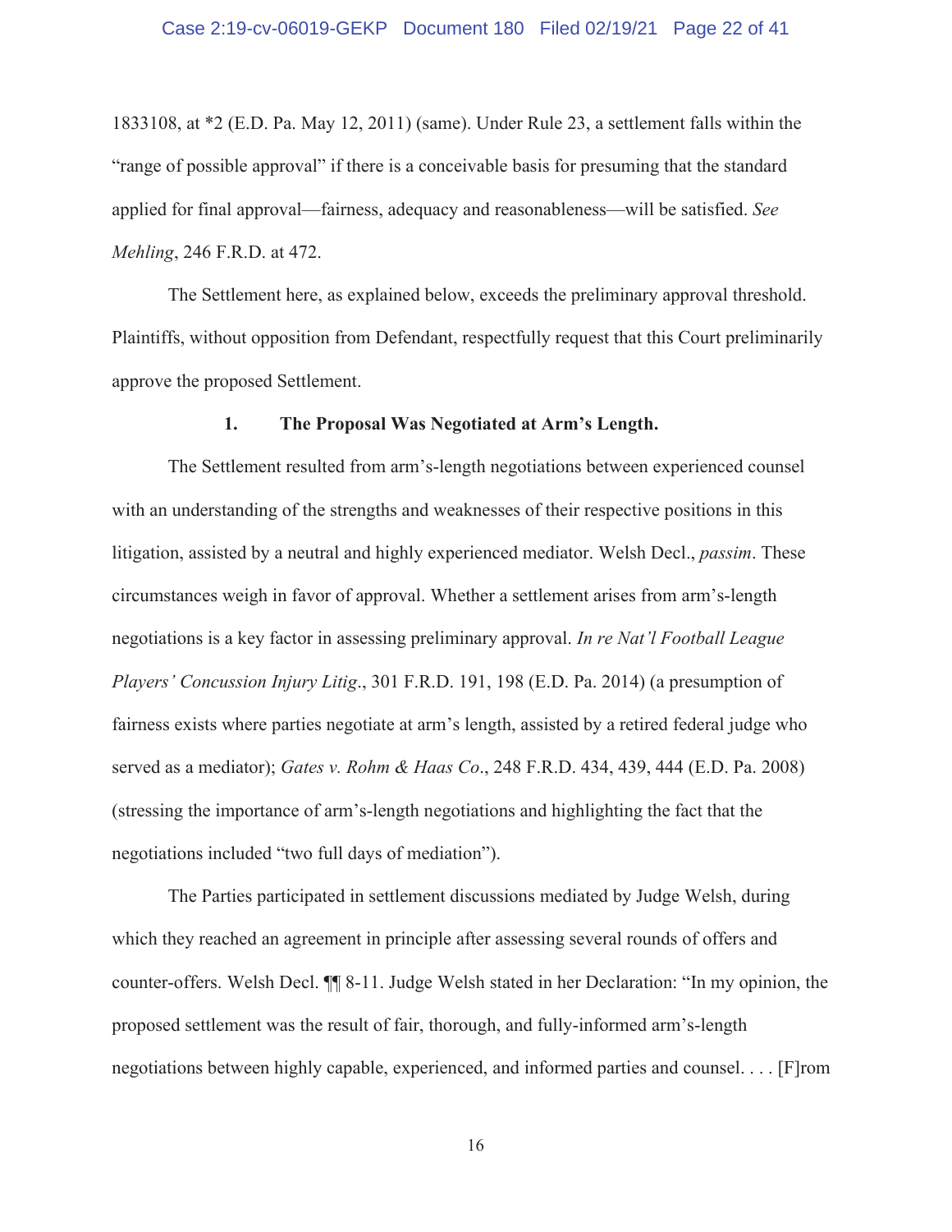1833108, at *2 (E.D. Pa. May 12, 2011) (same). Under Rule 23, a settlement falls within the "range of possible approval" if there is a conceivable basis for presuming that the standard applied for final approval—fairness, adequacy and reasonableness—will be satisfied. *See Mehling*, 246 F.R.D. at 472.

The Settlement here, as explained below, exceeds the preliminary approval threshold. Plaintiffs, without opposition from Defendant, respectfully request that this Court preliminarily approve the proposed Settlement.

### 1. The Proposal Was Negotiated at Arm's Length.

The Settlement resulted from arm's-length negotiations between experienced counsel with an understanding of the strengths and weaknesses of their respective positions in this litigation, assisted by a neutral and highly experienced mediator. Welsh Decl., *passim*. These circumstances weigh in favor of approval. Whether a settlement arises from arm's-length negotiations is a key factor in assessing preliminary approval. *In re Nat'l Football League Players' Concussion Injury Litig*., 301 F.R.D. 191, 198 (E.D. Pa. 2014) (a presumption of fairness exists where parties negotiate at arm's length, assisted by a retired federal judge who served as a mediator); *Gates v. Rohm & Haas Co*., 248 F.R.D. 434, 439, 444 (E.D. Pa. 2008) (stressing the importance of arm's-length negotiations and highlighting the fact that the negotiations included "two full days of mediation").

The Parties participated in settlement discussions mediated by Judge Welsh, during which they reached an agreement in principle after assessing several rounds of offers and counter-offers. Welsh Decl. ¶¶ 8-11. Judge Welsh stated in her Declaration: "In my opinion, the proposed settlement was the result of fair, thorough, and fully-informed arm's-length negotiations between highly capable, experienced, and informed parties and counsel. . . . [F]rom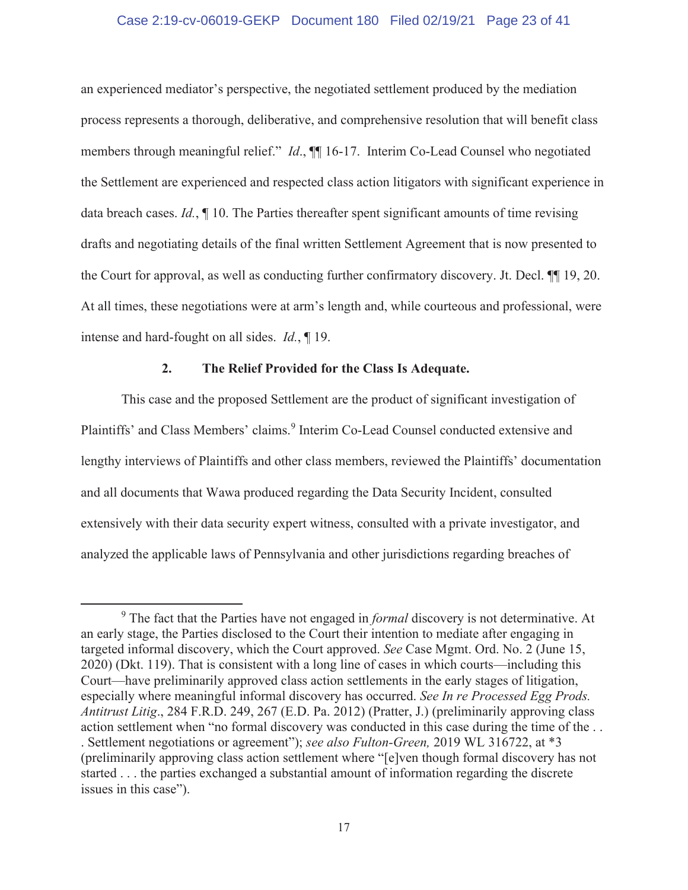an experienced mediator's perspective, the negotiated settlement produced by the mediation process represents a thorough, deliberative, and comprehensive resolution that will benefit class members through meaningful relief." *Id*., ¶¶ 16-17. Interim Co-Lead Counsel who negotiated the Settlement are experienced and respected class action litigators with significant experience in data breach cases. *Id.*, ¶ 10. The Parties thereafter spent significant amounts of time revising drafts and negotiating details of the final written Settlement Agreement that is now presented to the Court for approval, as well as conducting further confirmatory discovery. Jt. Decl. ¶¶ 19, 20. At all times, these negotiations were at arm's length and, while courteous and professional, were intense and hard-fought on all sides. *Id.*, ¶ 19.

### 2. The Relief Provided for the Class Is Adequate.

This case and the proposed Settlement are the product of significant investigation of Plaintiffs' and Class Members' claims.[9] Interim Co-Lead Counsel conducted extensive and lengthy interviews of Plaintiffs and other class members, reviewed the Plaintiffs' documentation and all documents that Wawa produced regarding the Data Security Incident, consulted extensively with their data security expert witness, consulted with a private investigator, and analyzed the applicable laws of Pennsylvania and other jurisdictions regarding breaches of

---

[9] The fact that the Parties have not engaged in *formal* discovery is not determinative. At an early stage, the Parties disclosed to the Court their intention to mediate after engaging in targeted informal discovery, which the Court approved. *See* Case Mgmt. Ord. No. 2 (June 15, 2020) (Dkt. 119). That is consistent with a long line of cases in which courts—including this Court—have preliminarily approved class action settlements in the early stages of litigation, especially where meaningful informal discovery has occurred. *See In re Processed Egg Prods. Antitrust Litig*., 284 F.R.D. 249, 267 (E.D. Pa. 2012) (Pratter, J.) (preliminarily approving class action settlement when "no formal discovery was conducted in this case during the time of the . . . Settlement negotiations or agreement"); *see also Fulton-Green,* 2019 WL 316722, at *3 (preliminarily approving class action settlement where "[e]ven though formal discovery has not started . . . the parties exchanged a substantial amount of information regarding the discrete issues in this case").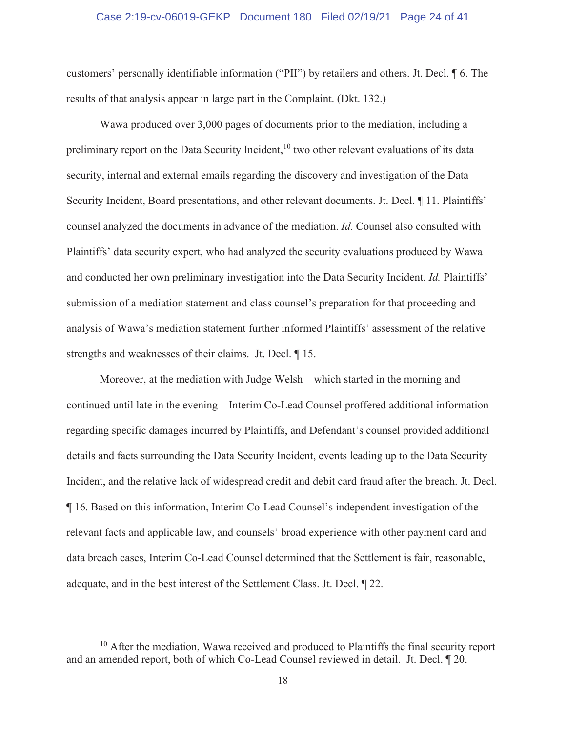customers' personally identifiable information ("PII") by retailers and others. Jt. Decl. ¶ 6. The results of that analysis appear in large part in the Complaint. (Dkt. 132.)

Wawa produced over 3,000 pages of documents prior to the mediation, including a preliminary report on the Data Security Incident,[10] two other relevant evaluations of its data security, internal and external emails regarding the discovery and investigation of the Data Security Incident, Board presentations, and other relevant documents. Jt. Decl. ¶ 11. Plaintiffs' counsel analyzed the documents in advance of the mediation. *Id.* Counsel also consulted with Plaintiffs' data security expert, who had analyzed the security evaluations produced by Wawa and conducted her own preliminary investigation into the Data Security Incident. *Id.* Plaintiffs' submission of a mediation statement and class counsel's preparation for that proceeding and analysis of Wawa's mediation statement further informed Plaintiffs' assessment of the relative strengths and weaknesses of their claims. Jt. Decl. ¶ 15.

Moreover, at the mediation with Judge Welsh—which started in the morning and continued until late in the evening—Interim Co-Lead Counsel proffered additional information regarding specific damages incurred by Plaintiffs, and Defendant's counsel provided additional details and facts surrounding the Data Security Incident, events leading up to the Data Security Incident, and the relative lack of widespread credit and debit card fraud after the breach. Jt. Decl. ¶ 16. Based on this information, Interim Co-Lead Counsel's independent investigation of the relevant facts and applicable law, and counsels' broad experience with other payment card and data breach cases, Interim Co-Lead Counsel determined that the Settlement is fair, reasonable, adequate, and in the best interest of the Settlement Class. Jt. Decl. ¶ 22.

---

[10] After the mediation, Wawa received and produced to Plaintiffs the final security report and an amended report, both of which Co-Lead Counsel reviewed in detail. Jt. Decl. ¶ 20.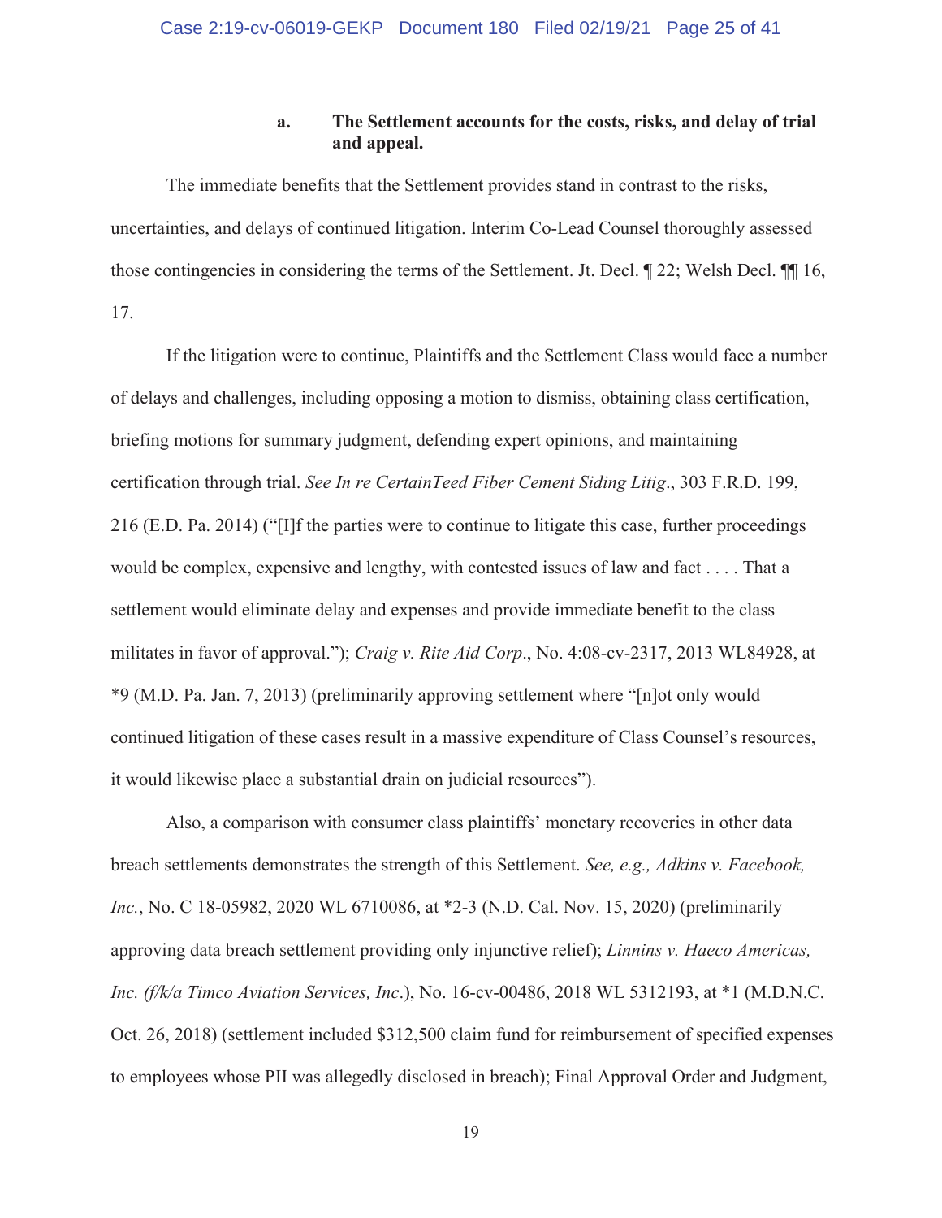#### a. The Settlement accounts for the costs, risks, and delay of trial and appeal.

The immediate benefits that the Settlement provides stand in contrast to the risks, uncertainties, and delays of continued litigation. Interim Co-Lead Counsel thoroughly assessed those contingencies in considering the terms of the Settlement. Jt. Decl. ¶ 22; Welsh Decl. ¶¶ 16, 17.

If the litigation were to continue, Plaintiffs and the Settlement Class would face a number of delays and challenges, including opposing a motion to dismiss, obtaining class certification, briefing motions for summary judgment, defending expert opinions, and maintaining certification through trial. *See In re CertainTeed Fiber Cement Siding Litig*., 303 F.R.D. 199, 216 (E.D. Pa. 2014) ("[I]f the parties were to continue to litigate this case, further proceedings would be complex, expensive and lengthy, with contested issues of law and fact . . . . That a settlement would eliminate delay and expenses and provide immediate benefit to the class militates in favor of approval."); *Craig v. Rite Aid Corp*., No. 4:08-cv-2317, 2013 WL84928, at *9 (M.D. Pa. Jan. 7, 2013) (preliminarily approving settlement where "[n]ot only would continued litigation of these cases result in a massive expenditure of Class Counsel's resources, it would likewise place a substantial drain on judicial resources").

Also, a comparison with consumer class plaintiffs' monetary recoveries in other data breach settlements demonstrates the strength of this Settlement. *See, e.g., Adkins v. Facebook, Inc.*, No. C 18-05982, 2020 WL 6710086, at *2-3 (N.D. Cal. Nov. 15, 2020) (preliminarily approving data breach settlement providing only injunctive relief); *Linnins v. Haeco Americas, Inc. (f/k/a Timco Aviation Services, Inc*.), No. 16-cv-00486, 2018 WL 5312193, at *1 (M.D.N.C. Oct. 26, 2018) (settlement included $312,500 claim fund for reimbursement of specified expenses to employees whose PII was allegedly disclosed in breach); Final Approval Order and Judgment,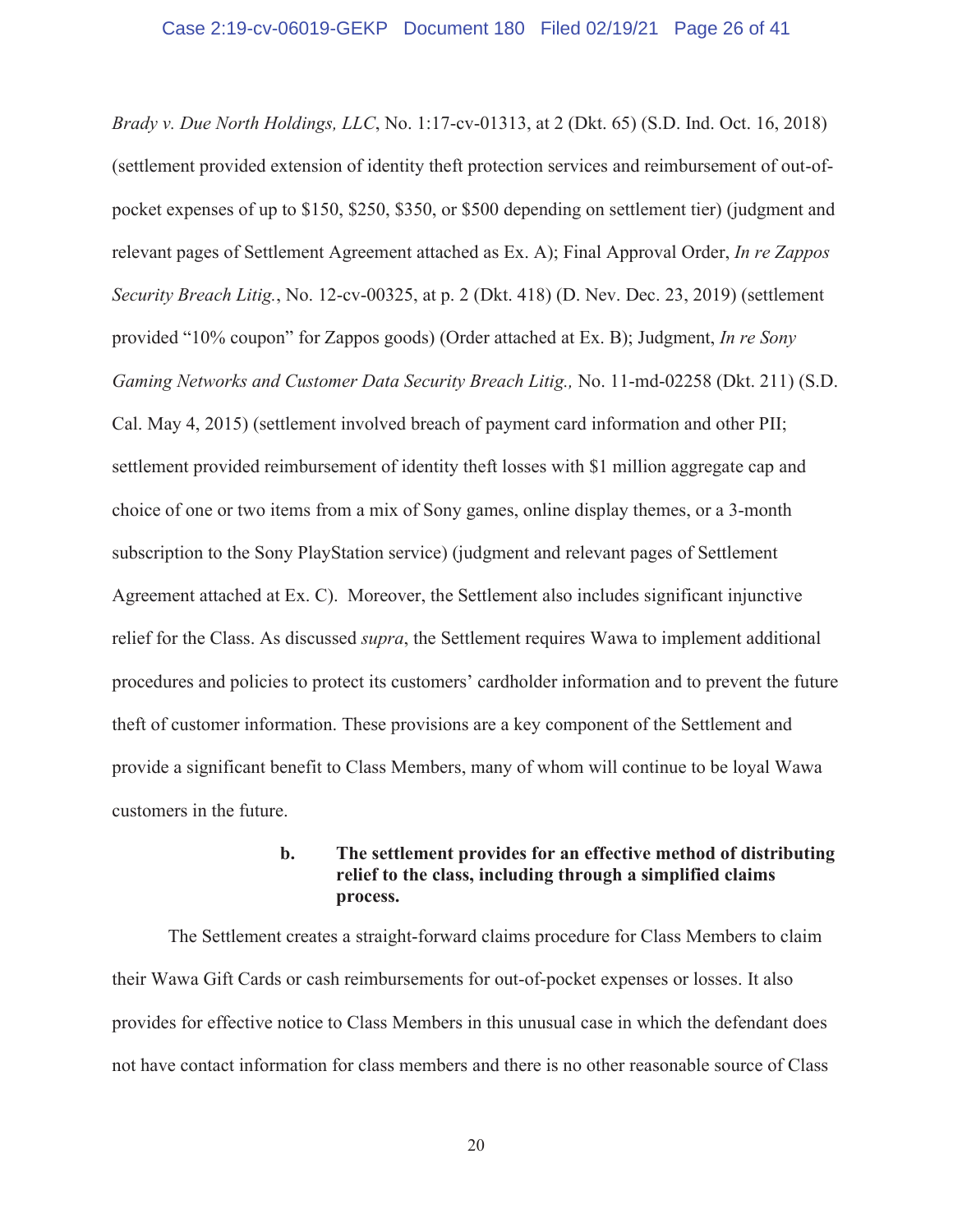*Brady v. Due North Holdings, LLC*, No. 1:17-cv-01313, at 2 (Dkt. 65) (S.D. Ind. Oct. 16, 2018) (settlement provided extension of identity theft protection services and reimbursement of out-of-pocket expenses of up to $150, $250, $350, or $500 depending on settlement tier) (judgment and relevant pages of Settlement Agreement attached as Ex. A); Final Approval Order, *In re Zappos Security Breach Litig.*, No. 12-cv-00325, at p. 2 (Dkt. 418) (D. Nev. Dec. 23, 2019) (settlement provided "10% coupon" for Zappos goods) (Order attached at Ex. B); Judgment, *In re Sony Gaming Networks and Customer Data Security Breach Litig.,* No. 11-md-02258 (Dkt. 211) (S.D. Cal. May 4, 2015) (settlement involved breach of payment card information and other PII; settlement provided reimbursement of identity theft losses with $1 million aggregate cap and choice of one or two items from a mix of Sony games, online display themes, or a 3-month subscription to the Sony PlayStation service) (judgment and relevant pages of Settlement Agreement attached at Ex. C). Moreover, the Settlement also includes significant injunctive relief for the Class. As discussed *supra*, the Settlement requires Wawa to implement additional procedures and policies to protect its customers' cardholder information and to prevent the future theft of customer information. These provisions are a key component of the Settlement and provide a significant benefit to Class Members, many of whom will continue to be loyal Wawa customers in the future.

**b. The settlement provides for an effective method of distributing relief to the class, including through a simplified claims process.**

The Settlement creates a straight-forward claims procedure for Class Members to claim their Wawa Gift Cards or cash reimbursements for out-of-pocket expenses or losses. It also provides for effective notice to Class Members in this unusual case in which the defendant does not have contact information for class members and there is no other reasonable source of Class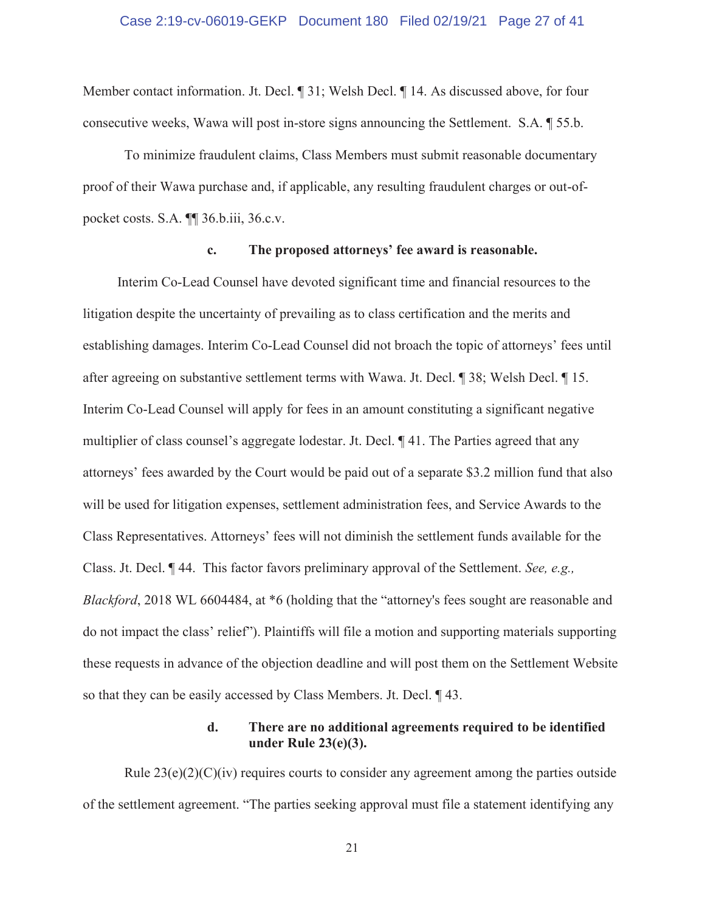Member contact information. Jt. Decl. ¶ 31; Welsh Decl. ¶ 14. As discussed above, for four consecutive weeks, Wawa will post in-store signs announcing the Settlement. S.A. ¶ 55.b.

To minimize fraudulent claims, Class Members must submit reasonable documentary proof of their Wawa purchase and, if applicable, any resulting fraudulent charges or out-of-pocket costs. S.A. ¶¶ 36.b.iii, 36.c.v.

**c. The proposed attorneys' fee award is reasonable.**

Interim Co-Lead Counsel have devoted significant time and financial resources to the litigation despite the uncertainty of prevailing as to class certification and the merits and establishing damages. Interim Co-Lead Counsel did not broach the topic of attorneys' fees until after agreeing on substantive settlement terms with Wawa. Jt. Decl. ¶ 38; Welsh Decl. ¶ 15. Interim Co-Lead Counsel will apply for fees in an amount constituting a significant negative multiplier of class counsel's aggregate lodestar. Jt. Decl. ¶ 41. The Parties agreed that any attorneys' fees awarded by the Court would be paid out of a separate $3.2 million fund that also will be used for litigation expenses, settlement administration fees, and Service Awards to the Class Representatives. Attorneys' fees will not diminish the settlement funds available for the Class. Jt. Decl. ¶ 44. This factor favors preliminary approval of the Settlement. *See, e.g., Blackford*, 2018 WL 6604484, at *6 (holding that the "attorney's fees sought are reasonable and do not impact the class' relief"). Plaintiffs will file a motion and supporting materials supporting these requests in advance of the objection deadline and will post them on the Settlement Website so that they can be easily accessed by Class Members. Jt. Decl. ¶ 43.

**d. There are no additional agreements required to be identified under Rule 23(e)(3).**

Rule 23(e)(2)(C)(iv) requires courts to consider any agreement among the parties outside of the settlement agreement. "The parties seeking approval must file a statement identifying any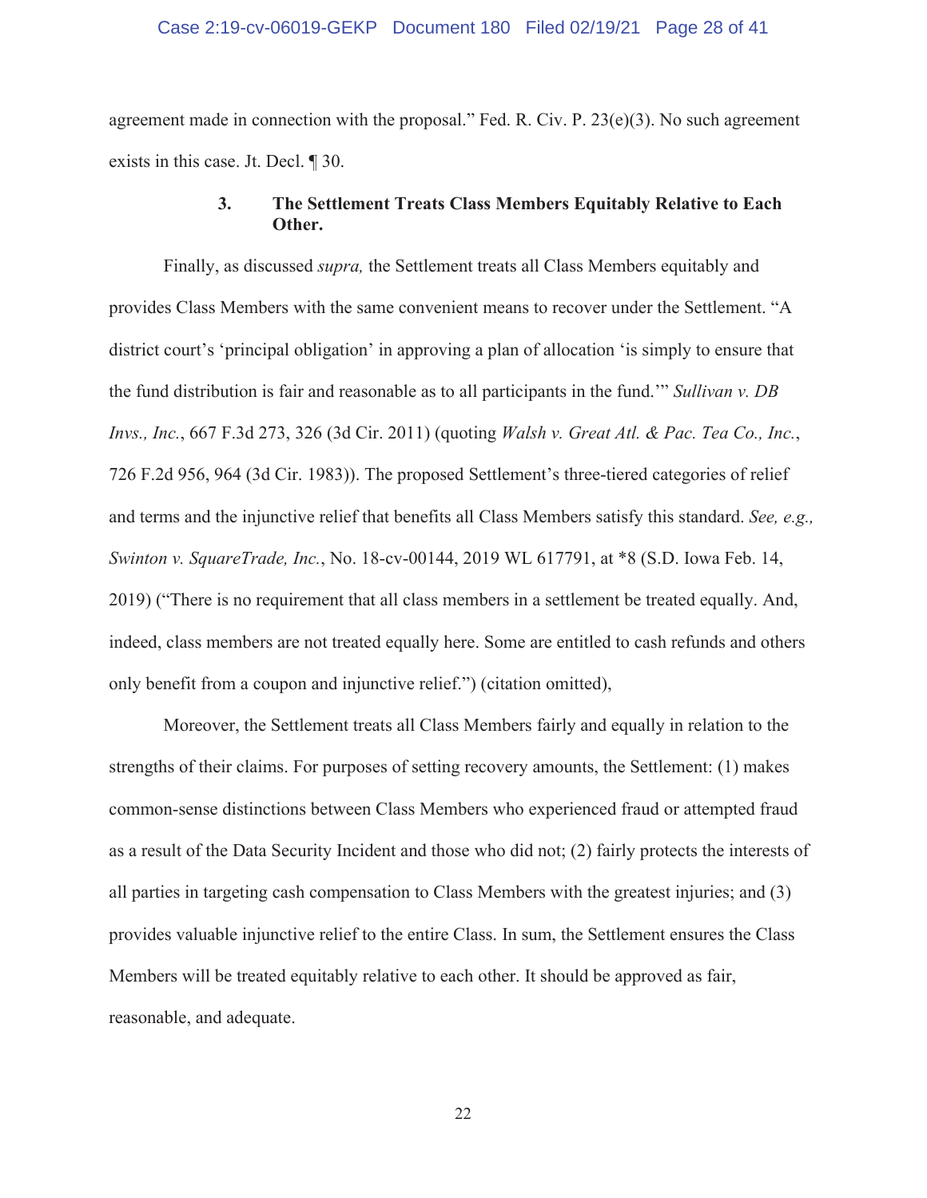agreement made in connection with the proposal." Fed. R. Civ. P. 23(e)(3). No such agreement exists in this case. Jt. Decl. ¶ 30.

### 3. The Settlement Treats Class Members Equitably Relative to Each Other.

Finally, as discussed *supra,* the Settlement treats all Class Members equitably and provides Class Members with the same convenient means to recover under the Settlement. "A district court's 'principal obligation' in approving a plan of allocation 'is simply to ensure that the fund distribution is fair and reasonable as to all participants in the fund.'" *Sullivan v. DB Invs., Inc.*, 667 F.3d 273, 326 (3d Cir. 2011) (quoting *Walsh v. Great Atl. & Pac. Tea Co., Inc.*, 726 F.2d 956, 964 (3d Cir. 1983)). The proposed Settlement's three-tiered categories of relief and terms and the injunctive relief that benefits all Class Members satisfy this standard. *See, e.g., Swinton v. SquareTrade, Inc.*, No. 18-cv-00144, 2019 WL 617791, at *8 (S.D. Iowa Feb. 14, 2019) ("There is no requirement that all class members in a settlement be treated equally. And, indeed, class members are not treated equally here. Some are entitled to cash refunds and others only benefit from a coupon and injunctive relief.") (citation omitted),

Moreover, the Settlement treats all Class Members fairly and equally in relation to the strengths of their claims. For purposes of setting recovery amounts, the Settlement: (1) makes common-sense distinctions between Class Members who experienced fraud or attempted fraud as a result of the Data Security Incident and those who did not; (2) fairly protects the interests of all parties in targeting cash compensation to Class Members with the greatest injuries; and (3) provides valuable injunctive relief to the entire Class. In sum, the Settlement ensures the Class Members will be treated equitably relative to each other. It should be approved as fair, reasonable, and adequate.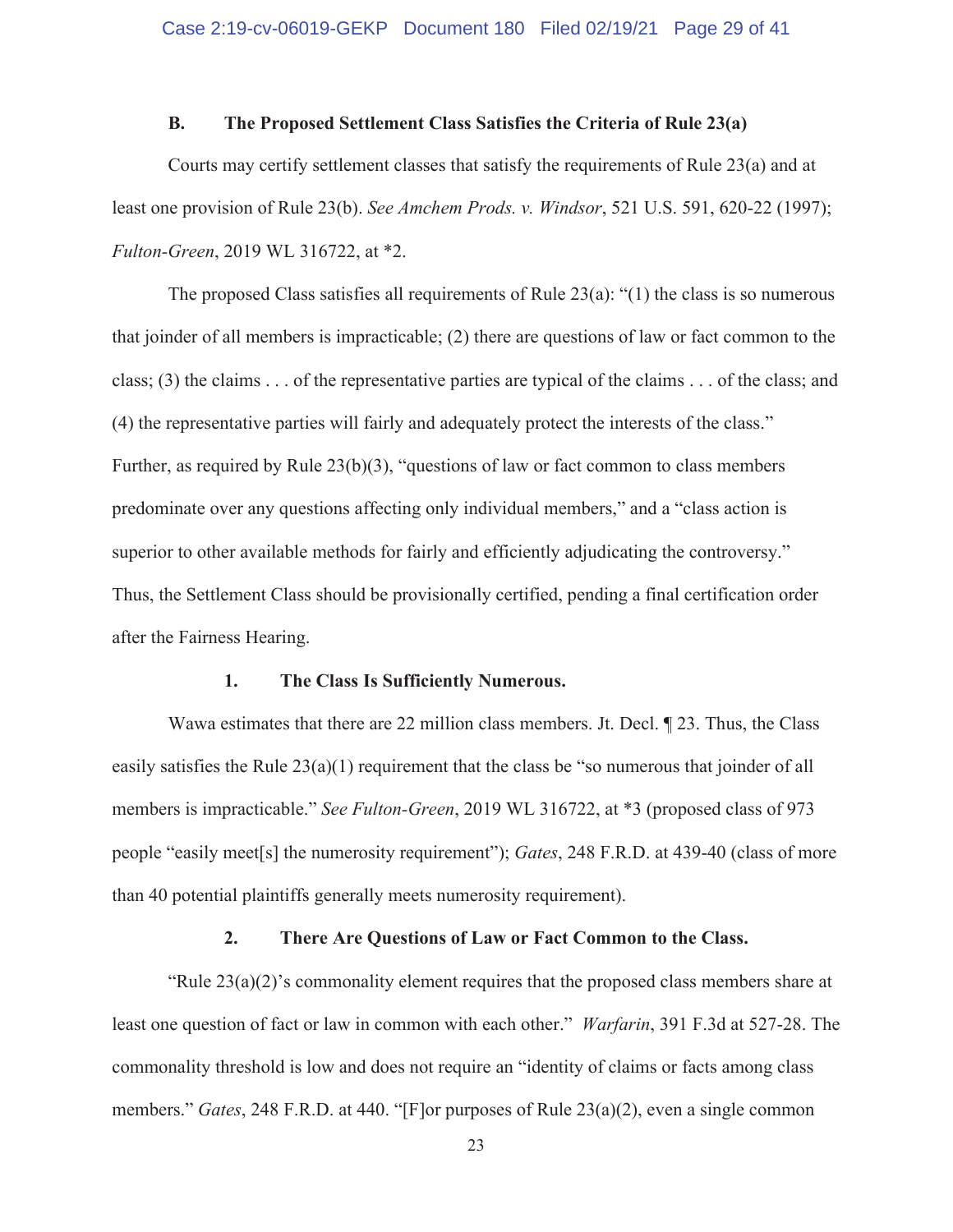### B. The Proposed Settlement Class Satisfies the Criteria of Rule 23(a)

Courts may certify settlement classes that satisfy the requirements of Rule 23(a) and at least one provision of Rule 23(b). *See Amchem Prods. v. Windsor*, 521 U.S. 591, 620-22 (1997); *Fulton-Green*, 2019 WL 316722, at *2.

The proposed Class satisfies all requirements of Rule 23(a): "(1) the class is so numerous that joinder of all members is impracticable; (2) there are questions of law or fact common to the class; (3) the claims . . . of the representative parties are typical of the claims . . . of the class; and (4) the representative parties will fairly and adequately protect the interests of the class." Further, as required by Rule 23(b)(3), "questions of law or fact common to class members predominate over any questions affecting only individual members," and a "class action is superior to other available methods for fairly and efficiently adjudicating the controversy." Thus, the Settlement Class should be provisionally certified, pending a final certification order after the Fairness Hearing.

#### 1. The Class Is Sufficiently Numerous.

Wawa estimates that there are 22 million class members. Jt. Decl. ¶ 23. Thus, the Class easily satisfies the Rule 23(a)(1) requirement that the class be "so numerous that joinder of all members is impracticable." *See Fulton-Green*, 2019 WL 316722, at *3 (proposed class of 973 people "easily meet[s] the numerosity requirement"); *Gates*, 248 F.R.D. at 439-40 (class of more than 40 potential plaintiffs generally meets numerosity requirement).

#### 2. There Are Questions of Law or Fact Common to the Class.

"Rule 23(a)(2)'s commonality element requires that the proposed class members share at least one question of fact or law in common with each other." *Warfarin*, 391 F.3d at 527-28. The commonality threshold is low and does not require an "identity of claims or facts among class members." *Gates*, 248 F.R.D. at 440. "[F]or purposes of Rule 23(a)(2), even a single common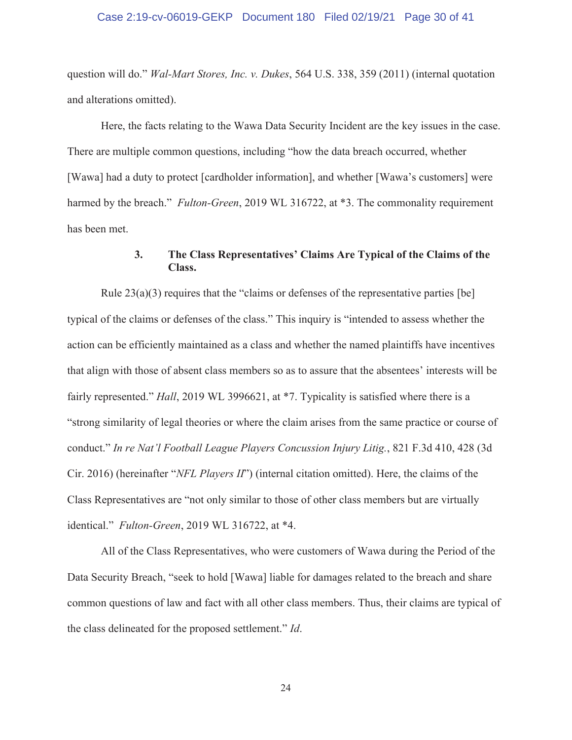question will do." *Wal-Mart Stores, Inc. v. Dukes*, 564 U.S. 338, 359 (2011) (internal quotation and alterations omitted).

Here, the facts relating to the Wawa Data Security Incident are the key issues in the case. There are multiple common questions, including "how the data breach occurred, whether [Wawa] had a duty to protect [cardholder information], and whether [Wawa's customers] were harmed by the breach." *Fulton-Green*, 2019 WL 316722, at *3. The commonality requirement has been met.

### 3. The Class Representatives' Claims Are Typical of the Claims of the Class.

Rule 23(a)(3) requires that the "claims or defenses of the representative parties [be] typical of the claims or defenses of the class." This inquiry is "intended to assess whether the action can be efficiently maintained as a class and whether the named plaintiffs have incentives that align with those of absent class members so as to assure that the absentees' interests will be fairly represented." *Hall*, 2019 WL 3996621, at *7. Typicality is satisfied where there is a "strong similarity of legal theories or where the claim arises from the same practice or course of conduct." *In re Nat'l Football League Players Concussion Injury Litig.*, 821 F.3d 410, 428 (3d Cir. 2016) (hereinafter "*NFL Players II*") (internal citation omitted). Here, the claims of the Class Representatives are "not only similar to those of other class members but are virtually identical." *Fulton-Green*, 2019 WL 316722, at *4.

All of the Class Representatives, who were customers of Wawa during the Period of the Data Security Breach, "seek to hold [Wawa] liable for damages related to the breach and share common questions of law and fact with all other class members. Thus, their claims are typical of the class delineated for the proposed settlement." *Id*.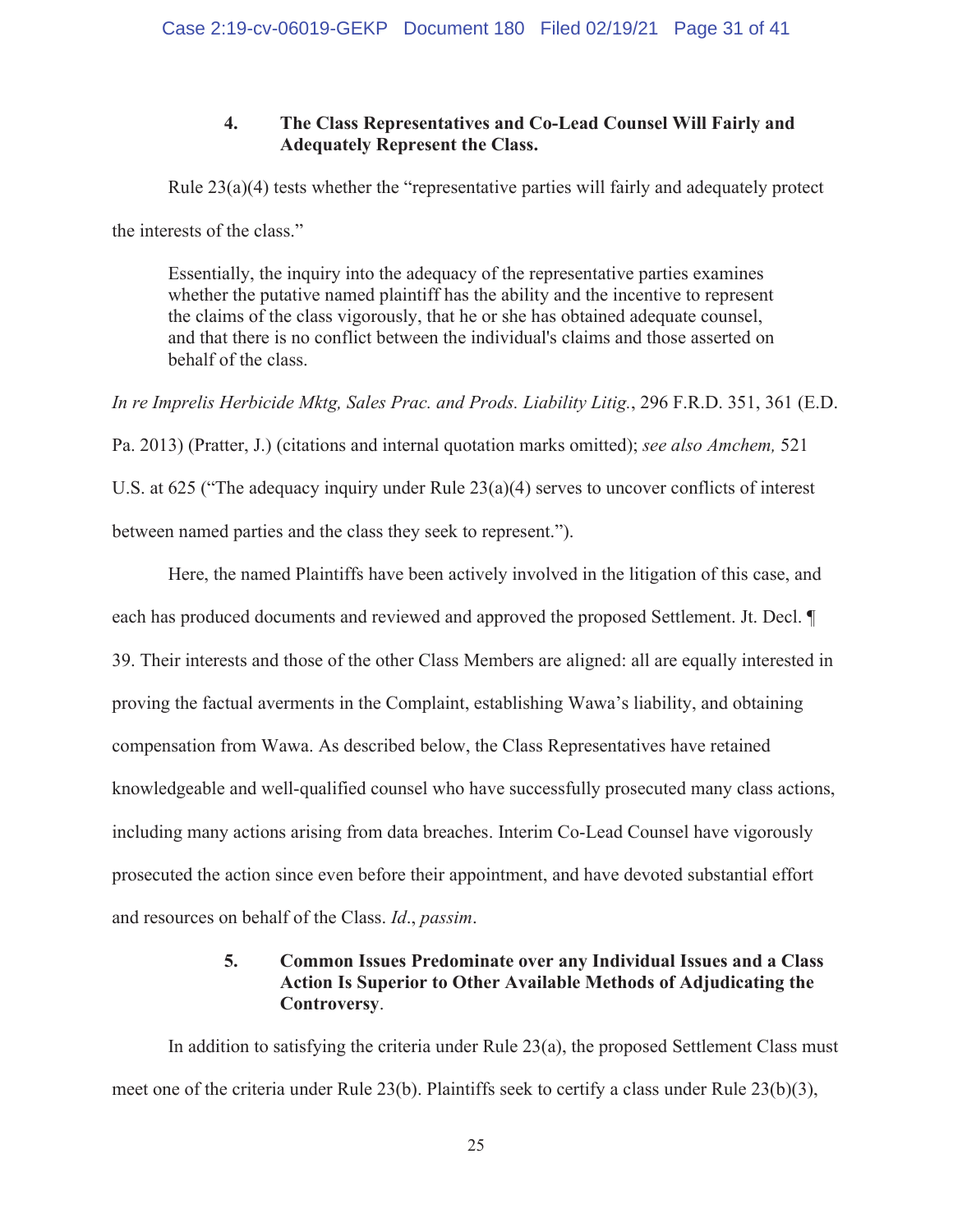#### 4. The Class Representatives and Co-Lead Counsel Will Fairly and Adequately Represent the Class.

Rule 23(a)(4) tests whether the "representative parties will fairly and adequately protect the interests of the class."

> Essentially, the inquiry into the adequacy of the representative parties examines whether the putative named plaintiff has the ability and the incentive to represent the claims of the class vigorously, that he or she has obtained adequate counsel, and that there is no conflict between the individual's claims and those asserted on behalf of the class.

*In re Imprelis Herbicide Mktg, Sales Prac. and Prods. Liability Litig.*, 296 F.R.D. 351, 361 (E.D. Pa. 2013) (Pratter, J.) (citations and internal quotation marks omitted); *see also Amchem,* 521 U.S. at 625 ("The adequacy inquiry under Rule 23(a)(4) serves to uncover conflicts of interest between named parties and the class they seek to represent.").

Here, the named Plaintiffs have been actively involved in the litigation of this case, and each has produced documents and reviewed and approved the proposed Settlement. Jt. Decl. ¶ 39. Their interests and those of the other Class Members are aligned: all are equally interested in proving the factual averments in the Complaint, establishing Wawa's liability, and obtaining compensation from Wawa. As described below, the Class Representatives have retained knowledgeable and well-qualified counsel who have successfully prosecuted many class actions, including many actions arising from data breaches. Interim Co-Lead Counsel have vigorously prosecuted the action since even before their appointment, and have devoted substantial effort and resources on behalf of the Class. *Id.*, *passim*.

#### 5. Common Issues Predominate over any Individual Issues and a Class Action Is Superior to Other Available Methods of Adjudicating the Controversy.

In addition to satisfying the criteria under Rule 23(a), the proposed Settlement Class must meet one of the criteria under Rule 23(b). Plaintiffs seek to certify a class under Rule 23(b)(3),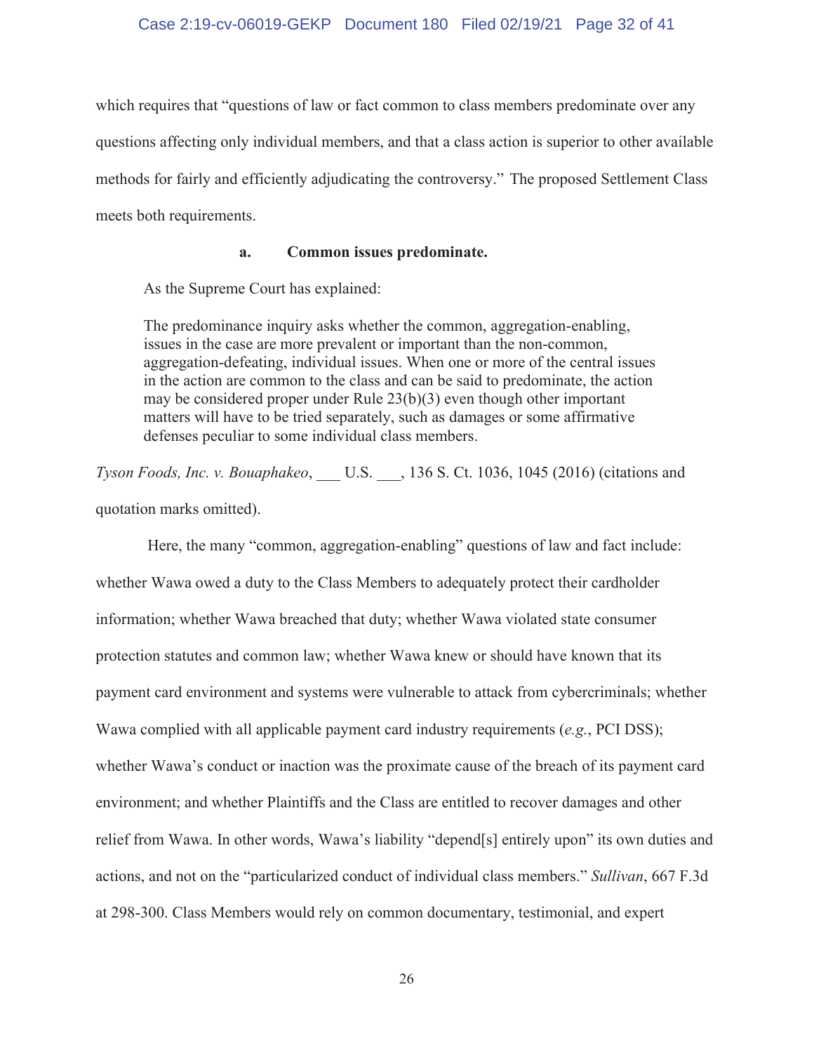which requires that "questions of law or fact common to class members predominate over any questions affecting only individual members, and that a class action is superior to other available methods for fairly and efficiently adjudicating the controversy." The proposed Settlement Class meets both requirements.

**a. Common issues predominate.**

As the Supreme Court has explained:

> The predominance inquiry asks whether the common, aggregation-enabling, issues in the case are more prevalent or important than the non-common, aggregation-defeating, individual issues. When one or more of the central issues in the action are common to the class and can be said to predominate, the action may be considered proper under Rule 23(b)(3) even though other important matters will have to be tried separately, such as damages or some affirmative defenses peculiar to some individual class members.

*Tyson Foods, Inc. v. Bouaphakeo*, ___ U.S. ___, 136 S. Ct. 1036, 1045 (2016) (citations and quotation marks omitted).

Here, the many "common, aggregation-enabling" questions of law and fact include: whether Wawa owed a duty to the Class Members to adequately protect their cardholder information; whether Wawa breached that duty; whether Wawa violated state consumer protection statutes and common law; whether Wawa knew or should have known that its payment card environment and systems were vulnerable to attack from cybercriminals; whether Wawa complied with all applicable payment card industry requirements (*e.g.*, PCI DSS); whether Wawa's conduct or inaction was the proximate cause of the breach of its payment card environment; and whether Plaintiffs and the Class are entitled to recover damages and other relief from Wawa. In other words, Wawa's liability "depend[s] entirely upon" its own duties and actions, and not on the "particularized conduct of individual class members." *Sullivan*, 667 F.3d at 298-300. Class Members would rely on common documentary, testimonial, and expert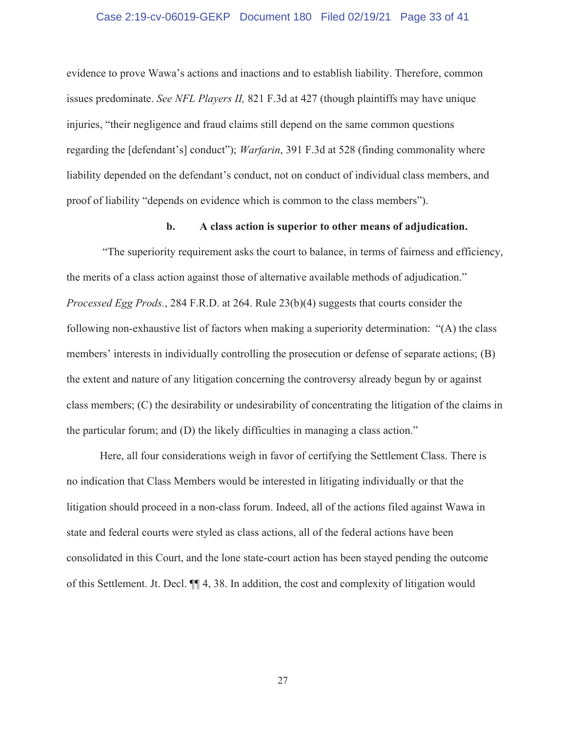evidence to prove Wawa's actions and inactions and to establish liability. Therefore, common issues predominate. *See NFL Players II,* 821 F.3d at 427 (though plaintiffs may have unique injuries, "their negligence and fraud claims still depend on the same common questions regarding the [defendant's] conduct"); *Warfarin*, 391 F.3d at 528 (finding commonality where liability depended on the defendant's conduct, not on conduct of individual class members, and proof of liability "depends on evidence which is common to the class members").

#### b. A class action is superior to other means of adjudication.

"The superiority requirement asks the court to balance, in terms of fairness and efficiency, the merits of a class action against those of alternative available methods of adjudication." *Processed Egg Prods.*, 284 F.R.D. at 264. Rule 23(b)(4) suggests that courts consider the following non-exhaustive list of factors when making a superiority determination: "(A) the class members' interests in individually controlling the prosecution or defense of separate actions; (B) the extent and nature of any litigation concerning the controversy already begun by or against class members; (C) the desirability or undesirability of concentrating the litigation of the claims in the particular forum; and (D) the likely difficulties in managing a class action."

Here, all four considerations weigh in favor of certifying the Settlement Class. There is no indication that Class Members would be interested in litigating individually or that the litigation should proceed in a non-class forum. Indeed, all of the actions filed against Wawa in state and federal courts were styled as class actions, all of the federal actions have been consolidated in this Court, and the lone state-court action has been stayed pending the outcome of this Settlement. Jt. Decl. ¶¶ 4, 38. In addition, the cost and complexity of litigation would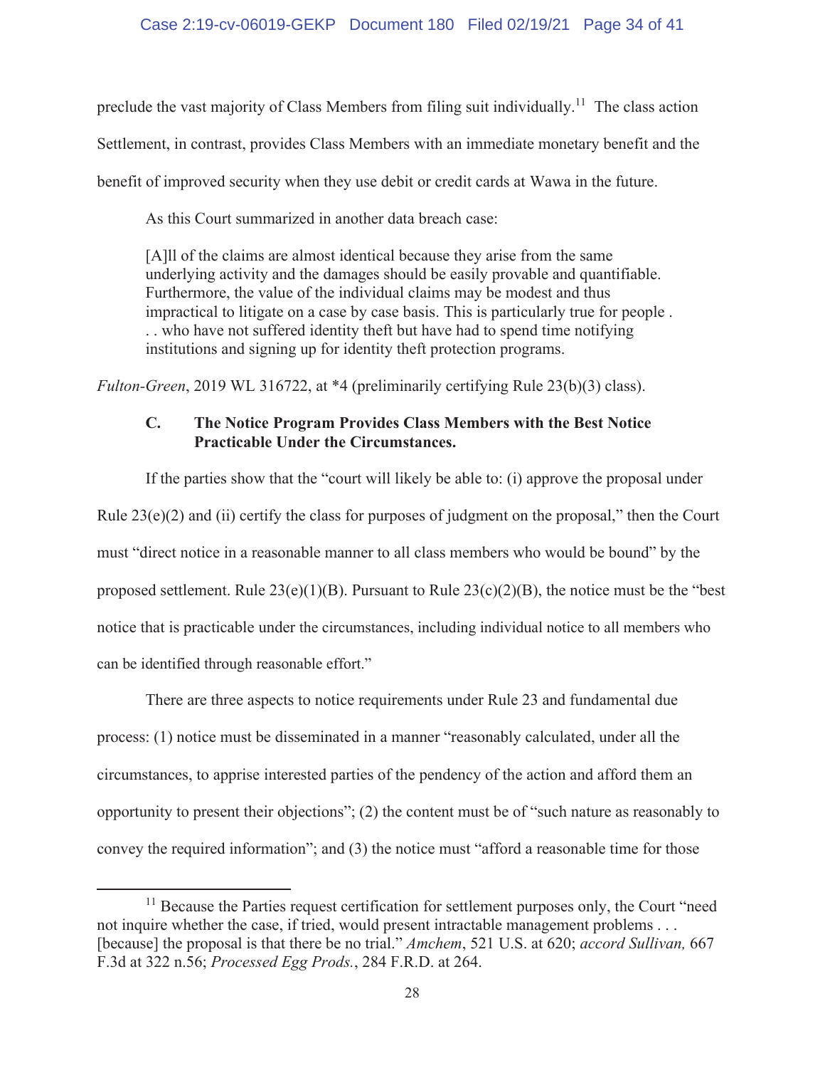preclude the vast majority of Class Members from filing suit individually.[11] The class action Settlement, in contrast, provides Class Members with an immediate monetary benefit and the benefit of improved security when they use debit or credit cards at Wawa in the future.

As this Court summarized in another data breach case:

> [A]ll of the claims are almost identical because they arise from the same underlying activity and the damages should be easily provable and quantifiable. Furthermore, the value of the individual claims may be modest and thus impractical to litigate on a case by case basis. This is particularly true for people . . . who have not suffered identity theft but have had to spend time notifying institutions and signing up for identity theft protection programs.

*Fulton-Green*, 2019 WL 316722, at *4 (preliminarily certifying Rule 23(b)(3) class).

### C. The Notice Program Provides Class Members with the Best Notice Practicable Under the Circumstances.

If the parties show that the "court will likely be able to: (i) approve the proposal under Rule 23(e)(2) and (ii) certify the class for purposes of judgment on the proposal," then the Court must "direct notice in a reasonable manner to all class members who would be bound" by the proposed settlement. Rule 23(e)(1)(B). Pursuant to Rule 23(c)(2)(B), the notice must be the "best notice that is practicable under the circumstances, including individual notice to all members who can be identified through reasonable effort."

There are three aspects to notice requirements under Rule 23 and fundamental due process: (1) notice must be disseminated in a manner "reasonably calculated, under all the circumstances, to apprise interested parties of the pendency of the action and afford them an opportunity to present their objections"; (2) the content must be of "such nature as reasonably to convey the required information"; and (3) the notice must "afford a reasonable time for those

---

[11] Because the Parties request certification for settlement purposes only, the Court "need not inquire whether the case, if tried, would present intractable management problems . . . [because] the proposal is that there be no trial." *Amchem*, 521 U.S. at 620; *accord Sullivan,* 667 F.3d at 322 n.56; *Processed Egg Prods.*, 284 F.R.D. at 264.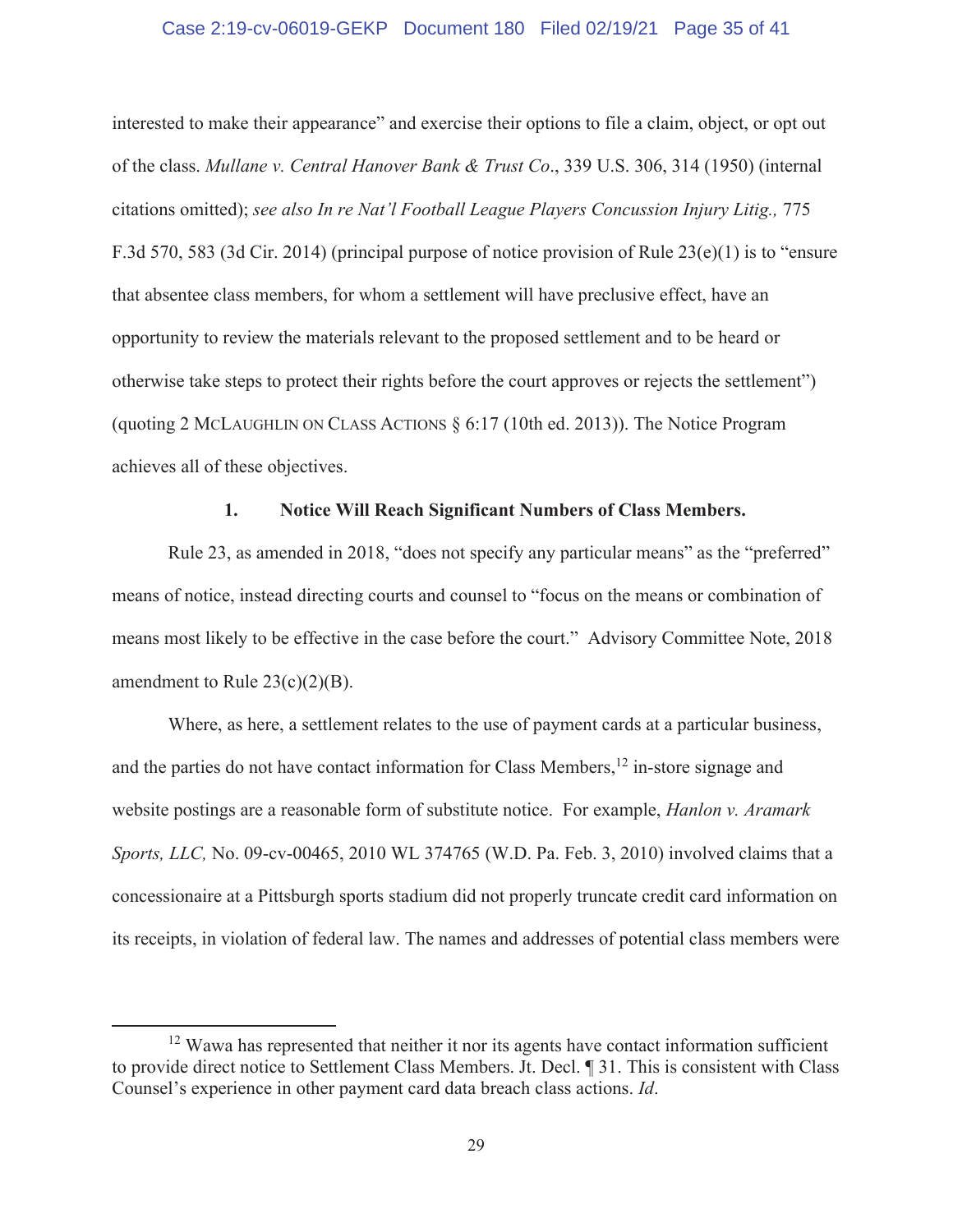interested to make their appearance" and exercise their options to file a claim, object, or opt out of the class. *Mullane v. Central Hanover Bank & Trust Co*., 339 U.S. 306, 314 (1950) (internal citations omitted); *see also In re Nat'l Football League Players Concussion Injury Litig.,* 775 F.3d 570, 583 (3d Cir. 2014) (principal purpose of notice provision of Rule 23(e)(1) is to "ensure that absentee class members, for whom a settlement will have preclusive effect, have an opportunity to review the materials relevant to the proposed settlement and to be heard or otherwise take steps to protect their rights before the court approves or rejects the settlement") (quoting 2 MCLAUGHLIN ON CLASS ACTIONS § 6:17 (10th ed. 2013)). The Notice Program achieves all of these objectives.

### 1. Notice Will Reach Significant Numbers of Class Members.

Rule 23, as amended in 2018, "does not specify any particular means" as the "preferred" means of notice, instead directing courts and counsel to "focus on the means or combination of means most likely to be effective in the case before the court." Advisory Committee Note, 2018 amendment to Rule 23(c)(2)(B).

Where, as here, a settlement relates to the use of payment cards at a particular business, and the parties do not have contact information for Class Members,[12] in-store signage and website postings are a reasonable form of substitute notice. For example, *Hanlon v. Aramark Sports, LLC,* No. 09-cv-00465, 2010 WL 374765 (W.D. Pa. Feb. 3, 2010) involved claims that a concessionaire at a Pittsburgh sports stadium did not properly truncate credit card information on its receipts, in violation of federal law. The names and addresses of potential class members were

---

[12] Wawa has represented that neither it nor its agents have contact information sufficient to provide direct notice to Settlement Class Members. Jt. Decl. ¶ 31. This is consistent with Class Counsel's experience in other payment card data breach class actions. *Id*.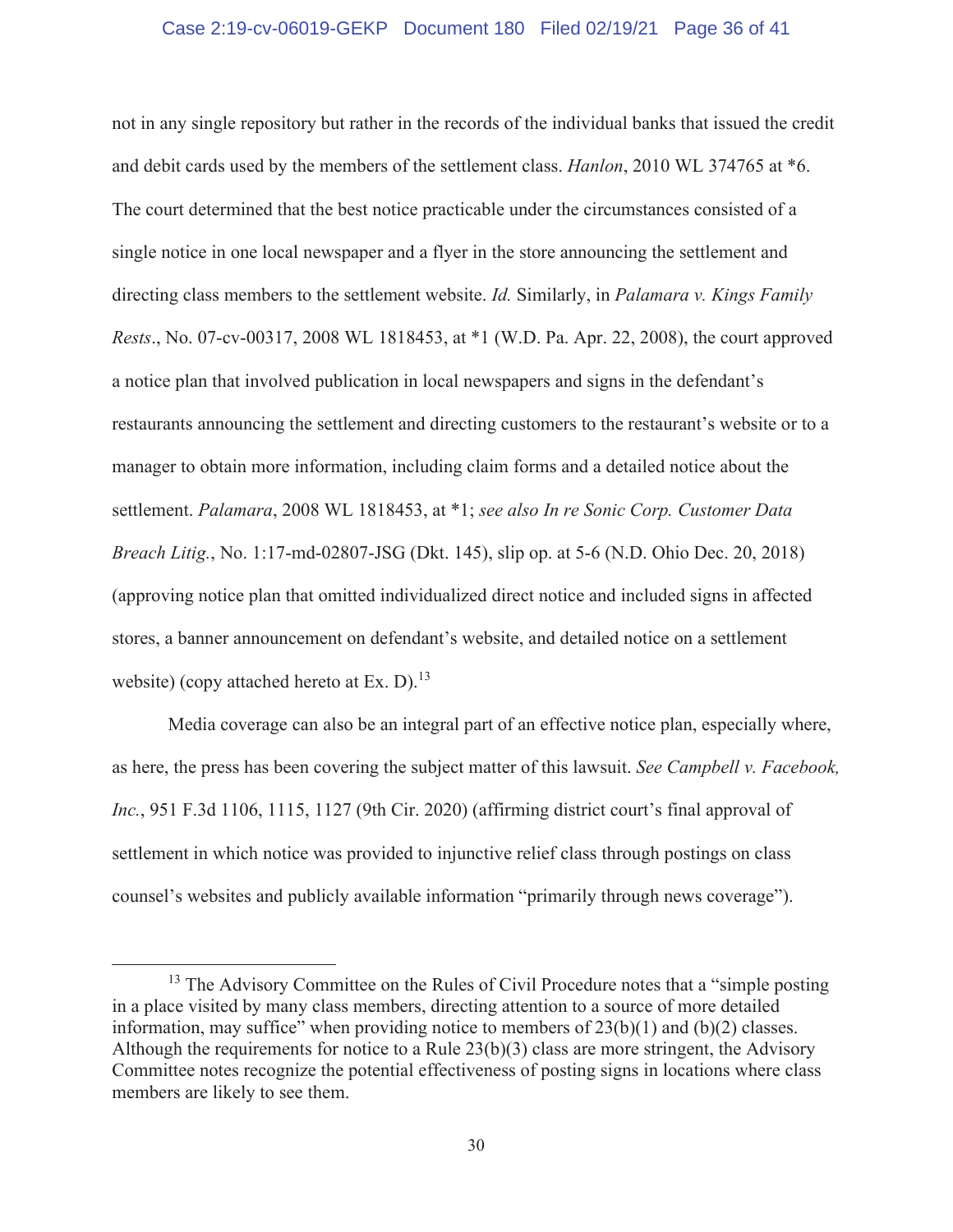not in any single repository but rather in the records of the individual banks that issued the credit and debit cards used by the members of the settlement class. *Hanlon*, 2010 WL 374765 at *6. The court determined that the best notice practicable under the circumstances consisted of a single notice in one local newspaper and a flyer in the store announcing the settlement and directing class members to the settlement website. *Id.* Similarly, in *Palamara v. Kings Family Rests*., No. 07-cv-00317, 2008 WL 1818453, at *1 (W.D. Pa. Apr. 22, 2008), the court approved a notice plan that involved publication in local newspapers and signs in the defendant's restaurants announcing the settlement and directing customers to the restaurant's website or to a manager to obtain more information, including claim forms and a detailed notice about the settlement. *Palamara*, 2008 WL 1818453, at *1; *see also In re Sonic Corp. Customer Data Breach Litig.*, No. 1:17-md-02807-JSG (Dkt. 145), slip op. at 5-6 (N.D. Ohio Dec. 20, 2018) (approving notice plan that omitted individualized direct notice and included signs in affected stores, a banner announcement on defendant's website, and detailed notice on a settlement website) (copy attached hereto at Ex. D).[13]

Media coverage can also be an integral part of an effective notice plan, especially where, as here, the press has been covering the subject matter of this lawsuit. *See Campbell v. Facebook, Inc.*, 951 F.3d 1106, 1115, 1127 (9th Cir. 2020) (affirming district court's final approval of settlement in which notice was provided to injunctive relief class through postings on class counsel's websites and publicly available information "primarily through news coverage").

---

[13] The Advisory Committee on the Rules of Civil Procedure notes that a "simple posting in a place visited by many class members, directing attention to a source of more detailed information, may suffice" when providing notice to members of 23(b)(1) and (b)(2) classes. Although the requirements for notice to a Rule 23(b)(3) class are more stringent, the Advisory Committee notes recognize the potential effectiveness of posting signs in locations where class members are likely to see them.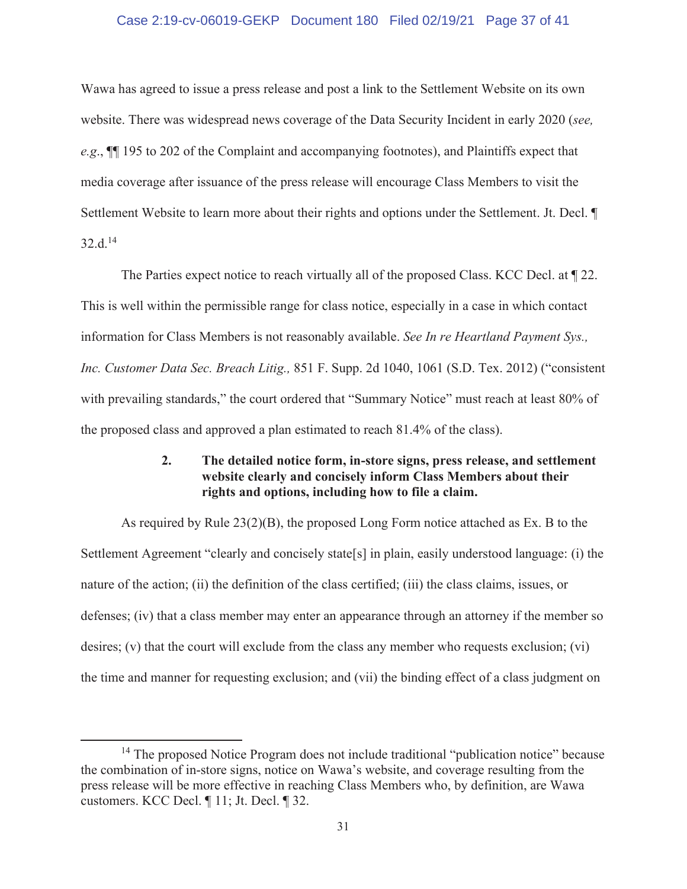Wawa has agreed to issue a press release and post a link to the Settlement Website on its own website. There was widespread news coverage of the Data Security Incident in early 2020 (*see, e.g.*, ¶¶ 195 to 202 of the Complaint and accompanying footnotes), and Plaintiffs expect that media coverage after issuance of the press release will encourage Class Members to visit the Settlement Website to learn more about their rights and options under the Settlement. Jt. Decl. ¶ 32.d.[14]

The Parties expect notice to reach virtually all of the proposed Class. KCC Decl. at ¶ 22. This is well within the permissible range for class notice, especially in a case in which contact information for Class Members is not reasonably available. *See In re Heartland Payment Sys., Inc. Customer Data Sec. Breach Litig.,* 851 F. Supp. 2d 1040, 1061 (S.D. Tex. 2012) ("consistent with prevailing standards," the court ordered that "Summary Notice" must reach at least 80% of the proposed class and approved a plan estimated to reach 81.4% of the class).

### 2. The detailed notice form, in-store signs, press release, and settlement website clearly and concisely inform Class Members about their rights and options, including how to file a claim.

As required by Rule 23(2)(B), the proposed Long Form notice attached as Ex. B to the Settlement Agreement "clearly and concisely state[s] in plain, easily understood language: (i) the nature of the action; (ii) the definition of the class certified; (iii) the class claims, issues, or defenses; (iv) that a class member may enter an appearance through an attorney if the member so desires; (v) that the court will exclude from the class any member who requests exclusion; (vi) the time and manner for requesting exclusion; and (vii) the binding effect of a class judgment on

---

[14] The proposed Notice Program does not include traditional "publication notice" because the combination of in-store signs, notice on Wawa's website, and coverage resulting from the press release will be more effective in reaching Class Members who, by definition, are Wawa customers. KCC Decl. ¶ 11; Jt. Decl. ¶ 32.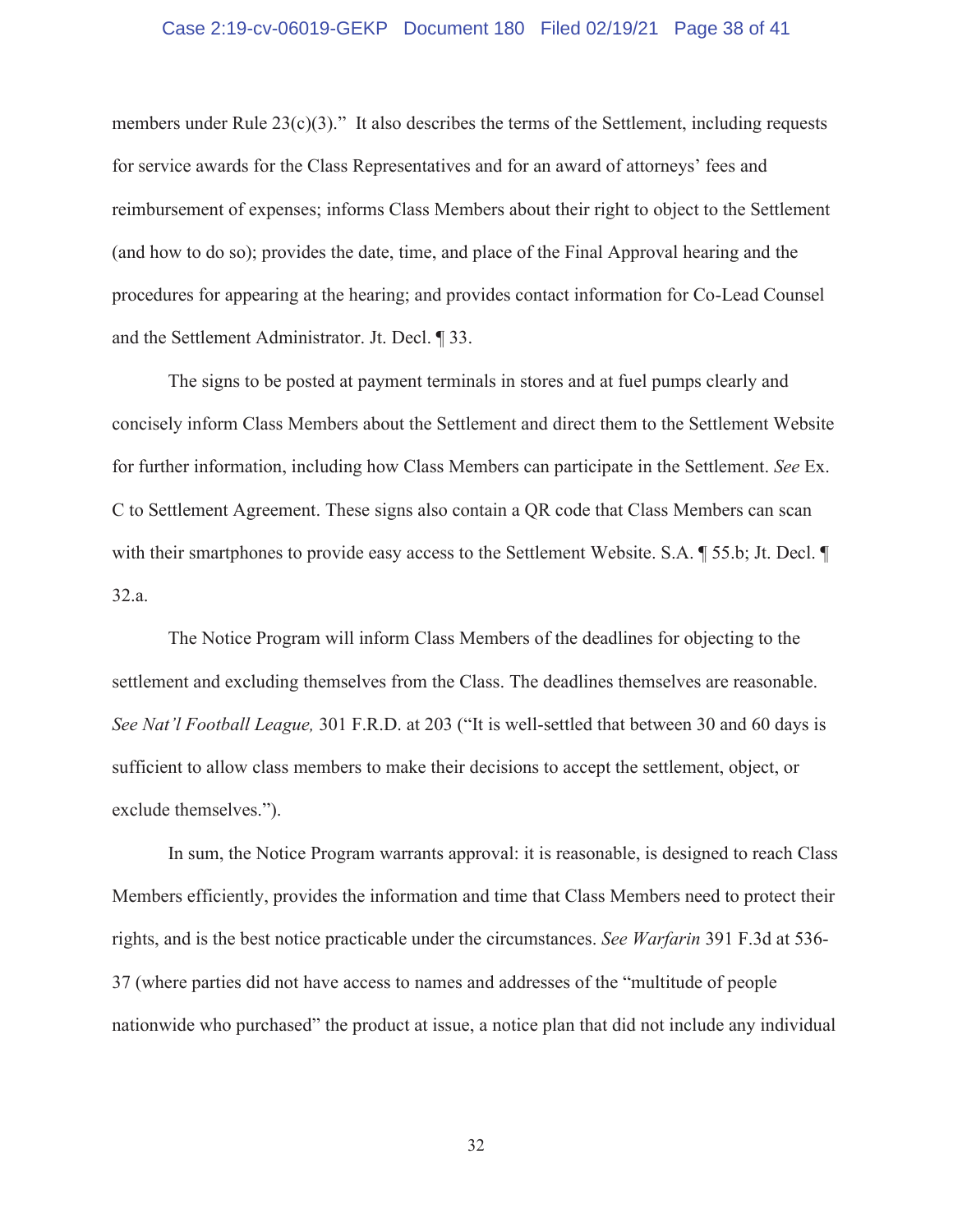members under Rule 23(c)(3)." It also describes the terms of the Settlement, including requests for service awards for the Class Representatives and for an award of attorneys' fees and reimbursement of expenses; informs Class Members about their right to object to the Settlement (and how to do so); provides the date, time, and place of the Final Approval hearing and the procedures for appearing at the hearing; and provides contact information for Co-Lead Counsel and the Settlement Administrator. Jt. Decl. ¶ 33.

The signs to be posted at payment terminals in stores and at fuel pumps clearly and concisely inform Class Members about the Settlement and direct them to the Settlement Website for further information, including how Class Members can participate in the Settlement. *See* Ex. C to Settlement Agreement. These signs also contain a QR code that Class Members can scan with their smartphones to provide easy access to the Settlement Website. S.A. ¶ 55.b; Jt. Decl. ¶ 32.a.

The Notice Program will inform Class Members of the deadlines for objecting to the settlement and excluding themselves from the Class. The deadlines themselves are reasonable. *See Nat'l Football League,* 301 F.R.D. at 203 ("It is well-settled that between 30 and 60 days is sufficient to allow class members to make their decisions to accept the settlement, object, or exclude themselves.").

In sum, the Notice Program warrants approval: it is reasonable, is designed to reach Class Members efficiently, provides the information and time that Class Members need to protect their rights, and is the best notice practicable under the circumstances. *See Warfarin* 391 F.3d at 536-37 (where parties did not have access to names and addresses of the "multitude of people nationwide who purchased" the product at issue, a notice plan that did not include any individual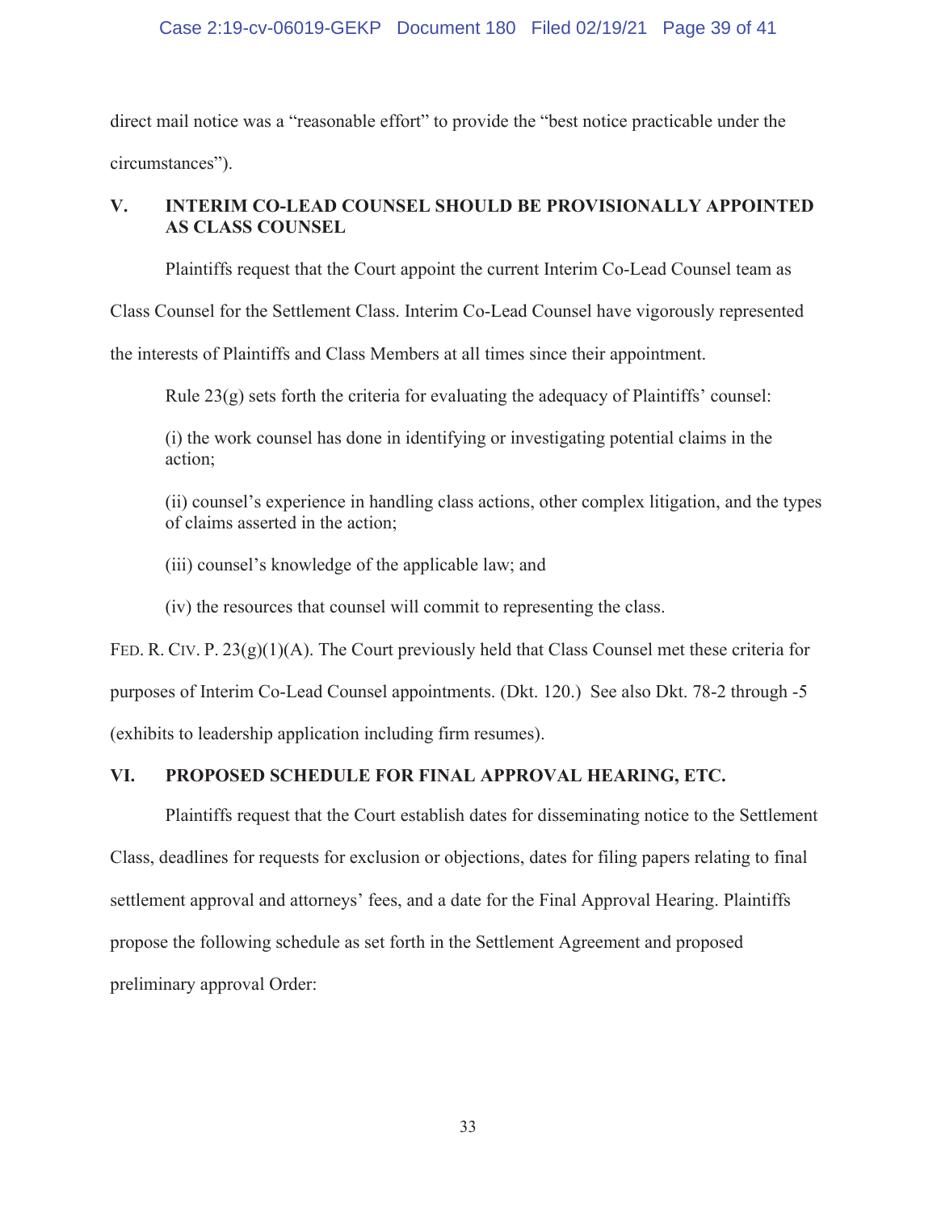direct mail notice was a "reasonable effort" to provide the "best notice practicable under the circumstances").

## V. INTERIM CO-LEAD COUNSEL SHOULD BE PROVISIONALLY APPOINTED AS CLASS COUNSEL

Plaintiffs request that the Court appoint the current Interim Co-Lead Counsel team as Class Counsel for the Settlement Class. Interim Co-Lead Counsel have vigorously represented the interests of Plaintiffs and Class Members at all times since their appointment.

Rule 23(g) sets forth the criteria for evaluating the adequacy of Plaintiffs' counsel:

> (i) the work counsel has done in identifying or investigating potential claims in the action;
>
> (ii) counsel's experience in handling class actions, other complex litigation, and the types of claims asserted in the action;
>
> (iii) counsel's knowledge of the applicable law; and
>
> (iv) the resources that counsel will commit to representing the class.

FED. R. CIV. P. 23(g)(1)(A). The Court previously held that Class Counsel met these criteria for purposes of Interim Co-Lead Counsel appointments. (Dkt. 120.) See also Dkt. 78-2 through -5 (exhibits to leadership application including firm resumes).

## VI. PROPOSED SCHEDULE FOR FINAL APPROVAL HEARING, ETC.

Plaintiffs request that the Court establish dates for disseminating notice to the Settlement Class, deadlines for requests for exclusion or objections, dates for filing papers relating to final settlement approval and attorneys' fees, and a date for the Final Approval Hearing. Plaintiffs propose the following schedule as set forth in the Settlement Agreement and proposed preliminary approval Order: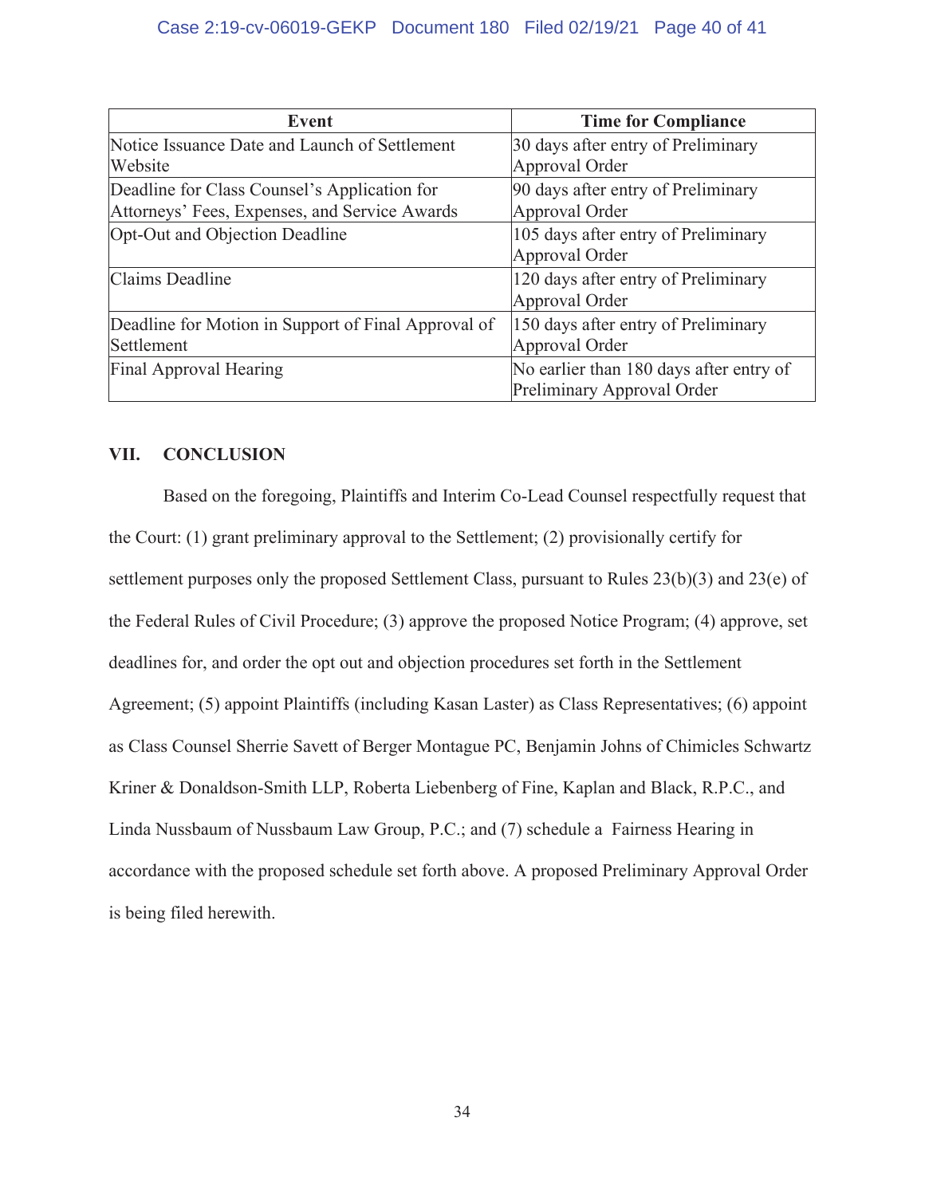| Event | Time for Compliance |
| --- | --- |
| Notice Issuance Date and Launch of Settlement Website | 30 days after entry of Preliminary Approval Order |
| Deadline for Class Counsel's Application for Attorneys' Fees, Expenses, and Service Awards | 90 days after entry of Preliminary Approval Order |
| Opt-Out and Objection Deadline | 105 days after entry of Preliminary Approval Order |
| Claims Deadline | 120 days after entry of Preliminary Approval Order |
| Deadline for Motion in Support of Final Approval of Settlement | 150 days after entry of Preliminary Approval Order |
| Final Approval Hearing | No earlier than 180 days after entry of Preliminary Approval Order |

## VII. CONCLUSION

Based on the foregoing, Plaintiffs and Interim Co-Lead Counsel respectfully request that the Court: (1) grant preliminary approval to the Settlement; (2) provisionally certify for settlement purposes only the proposed Settlement Class, pursuant to Rules 23(b)(3) and 23(e) of the Federal Rules of Civil Procedure; (3) approve the proposed Notice Program; (4) approve, set deadlines for, and order the opt out and objection procedures set forth in the Settlement Agreement; (5) appoint Plaintiffs (including Kasan Laster) as Class Representatives; (6) appoint as Class Counsel Sherrie Savett of Berger Montague PC, Benjamin Johns of Chimicles Schwartz Kriner & Donaldson-Smith LLP, Roberta Liebenberg of Fine, Kaplan and Black, R.P.C., and Linda Nussbaum of Nussbaum Law Group, P.C.; and (7) schedule a Fairness Hearing in accordance with the proposed schedule set forth above. A proposed Preliminary Approval Order is being filed herewith.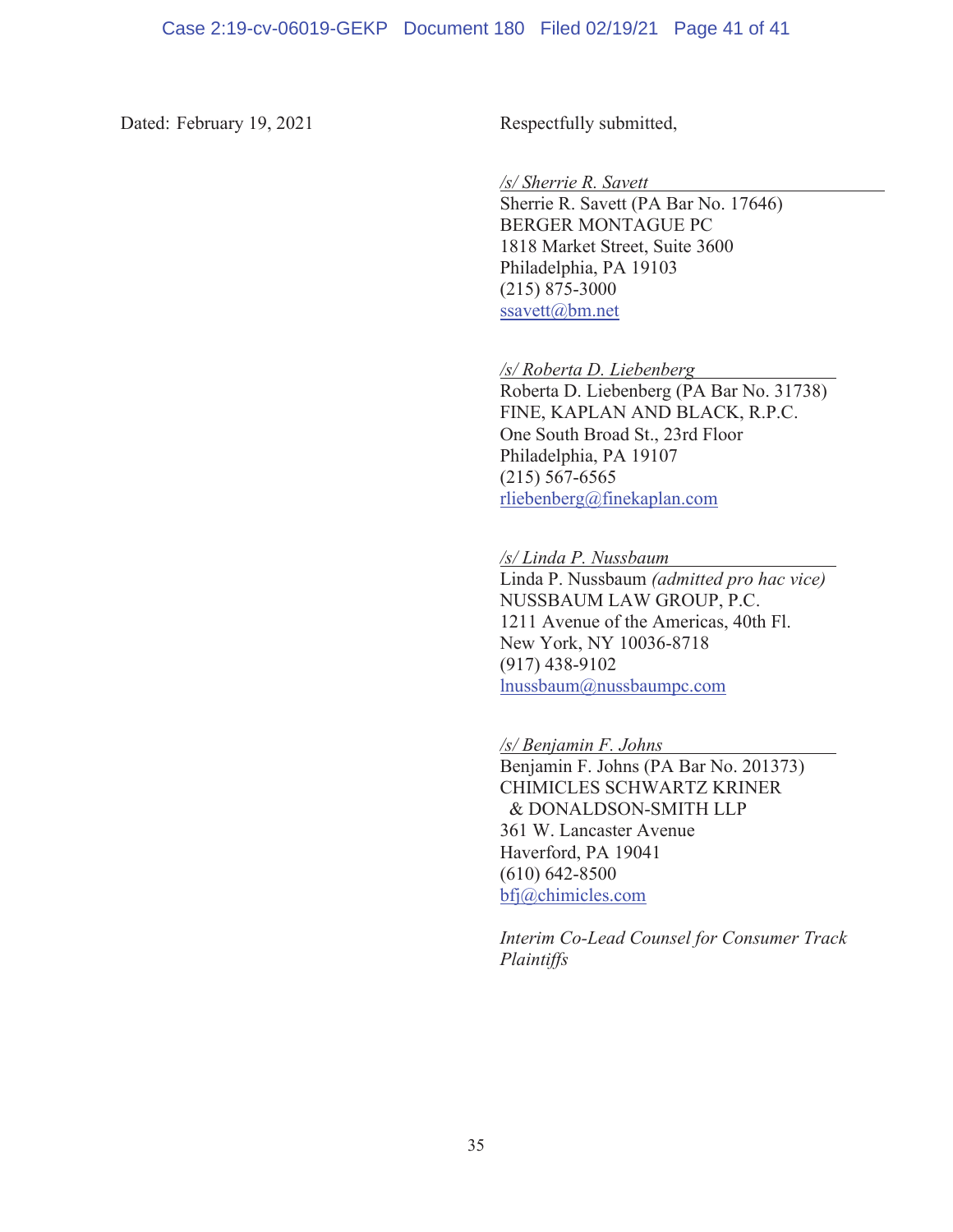Dated: February 19, 2021

Respectfully submitted,

*/s/ Sherrie R. Savett*
Sherrie R. Savett (PA Bar No. 17646)
BERGER MONTAGUE PC
1818 Market Street, Suite 3600
Philadelphia, PA 19103
(215) 875-3000
ssavett@bm.net

*/s/ Roberta D. Liebenberg*
Roberta D. Liebenberg (PA Bar No. 31738)
FINE, KAPLAN AND BLACK, R.P.C.
One South Broad St., 23rd Floor
Philadelphia, PA 19107
(215) 567-6565
rliebenberg@finekaplan.com

*/s/ Linda P. Nussbaum*
Linda P. Nussbaum *(admitted pro hac vice)*
NUSSBAUM LAW GROUP, P.C.
1211 Avenue of the Americas, 40th Fl.
New York, NY 10036-8718
(917) 438-9102
lnussbaum@nussbaumpc.com

*/s/ Benjamin F. Johns*
Benjamin F. Johns (PA Bar No. 201373)
CHIMICLES SCHWARTZ KRINER
& DONALDSON-SMITH LLP
361 W. Lancaster Avenue
Haverford, PA 19041
(610) 642-8500
bfj@chimicles.com

*Interim Co-Lead Counsel for Consumer Track Plaintiffs*